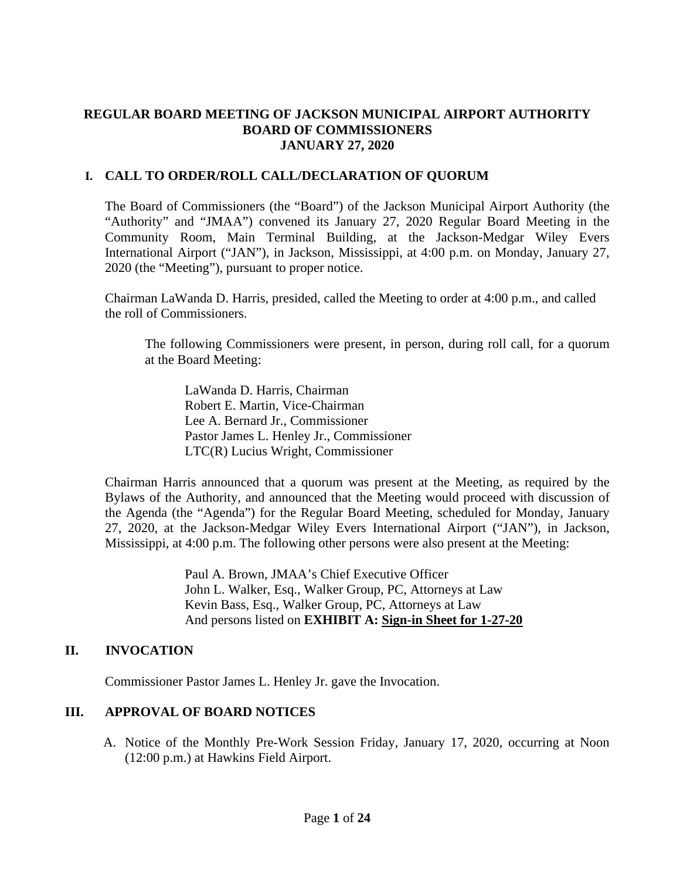# REGULAR BOARD MEETING OF JACKSON MUNICIPAL AIRPORT AUTHORITY BOARD OF COMMISSIONERS JANUARY 27, 2020

## I. CALL TO ORDER/ROLL CALL/DECLARATION OF QUORUM

The Board of Commissioners (the "Board") of the Jackson Municipal Airport Authority (the "Authority" and "JMAA") convened its January 27, 2020 Regular Board Meeting in the Community Room, Main Terminal Building, at the Jackson-Medgar Wiley Evers International Airport ("JAN"), in Jackson, Mississippi, at 4:00 p.m. on Monday, January 27, 2020 (the "Meeting"), pursuant to proper notice.

Chairman LaWanda D. Harris, presided, called the Meeting to order at 4:00 p.m., and called the roll of Commissioners.

The following Commissioners were present, in person, during roll call, for a quorum at the Board Meeting:

LaWanda D. Harris, Chairman
Robert E. Martin, Vice-Chairman
Lee A. Bernard Jr., Commissioner
Pastor James L. Henley Jr., Commissioner
LTC(R) Lucius Wright, Commissioner

Chairman Harris announced that a quorum was present at the Meeting, as required by the Bylaws of the Authority, and announced that the Meeting would proceed with discussion of the Agenda (the "Agenda") for the Regular Board Meeting, scheduled for Monday, January 27, 2020, at the Jackson-Medgar Wiley Evers International Airport ("JAN"), in Jackson, Mississippi, at 4:00 p.m. The following other persons were also present at the Meeting:

Paul A. Brown, JMAA's Chief Executive Officer
John L. Walker, Esq., Walker Group, PC, Attorneys at Law
Kevin Bass, Esq., Walker Group, PC, Attorneys at Law
And persons listed on **EXHIBIT A: Sign-in Sheet for 1-27-20**

## II. INVOCATION

Commissioner Pastor James L. Henley Jr. gave the Invocation.

## III. APPROVAL OF BOARD NOTICES

A. Notice of the Monthly Pre-Work Session Friday, January 17, 2020, occurring at Noon (12:00 p.m.) at Hawkins Field Airport.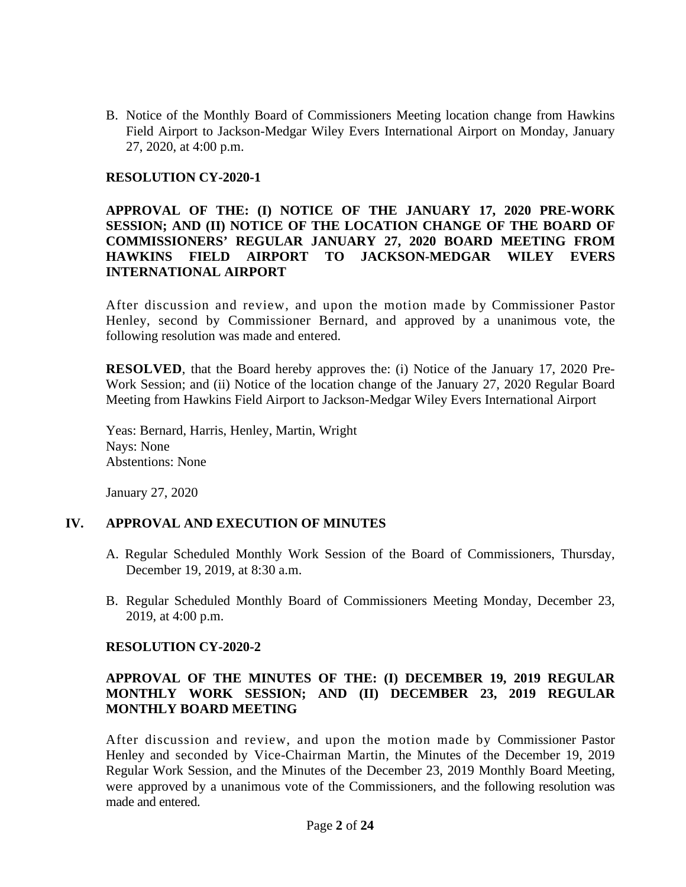B. Notice of the Monthly Board of Commissioners Meeting location change from Hawkins Field Airport to Jackson-Medgar Wiley Evers International Airport on Monday, January 27, 2020, at 4:00 p.m.

**RESOLUTION CY-2020-1**

**APPROVAL OF THE: (I) NOTICE OF THE JANUARY 17, 2020 PRE-WORK SESSION; AND (II) NOTICE OF THE LOCATION CHANGE OF THE BOARD OF COMMISSIONERS' REGULAR JANUARY 27, 2020 BOARD MEETING FROM HAWKINS FIELD AIRPORT TO JACKSON-MEDGAR WILEY EVERS INTERNATIONAL AIRPORT**

After discussion and review, and upon the motion made by Commissioner Pastor Henley, second by Commissioner Bernard, and approved by a unanimous vote, the following resolution was made and entered.

**RESOLVED**, that the Board hereby approves the: (i) Notice of the January 17, 2020 Pre-Work Session; and (ii) Notice of the location change of the January 27, 2020 Regular Board Meeting from Hawkins Field Airport to Jackson-Medgar Wiley Evers International Airport

Yeas: Bernard, Harris, Henley, Martin, Wright
Nays: None
Abstentions: None

January 27, 2020

## IV. APPROVAL AND EXECUTION OF MINUTES

A. Regular Scheduled Monthly Work Session of the Board of Commissioners, Thursday, December 19, 2019, at 8:30 a.m.

B. Regular Scheduled Monthly Board of Commissioners Meeting Monday, December 23, 2019, at 4:00 p.m.

**RESOLUTION CY-2020-2**

**APPROVAL OF THE MINUTES OF THE: (I) DECEMBER 19, 2019 REGULAR MONTHLY WORK SESSION; AND (II) DECEMBER 23, 2019 REGULAR MONTHLY BOARD MEETING**

After discussion and review, and upon the motion made by Commissioner Pastor Henley and seconded by Vice-Chairman Martin, the Minutes of the December 19, 2019 Regular Work Session, and the Minutes of the December 23, 2019 Monthly Board Meeting, were approved by a unanimous vote of the Commissioners, and the following resolution was made and entered.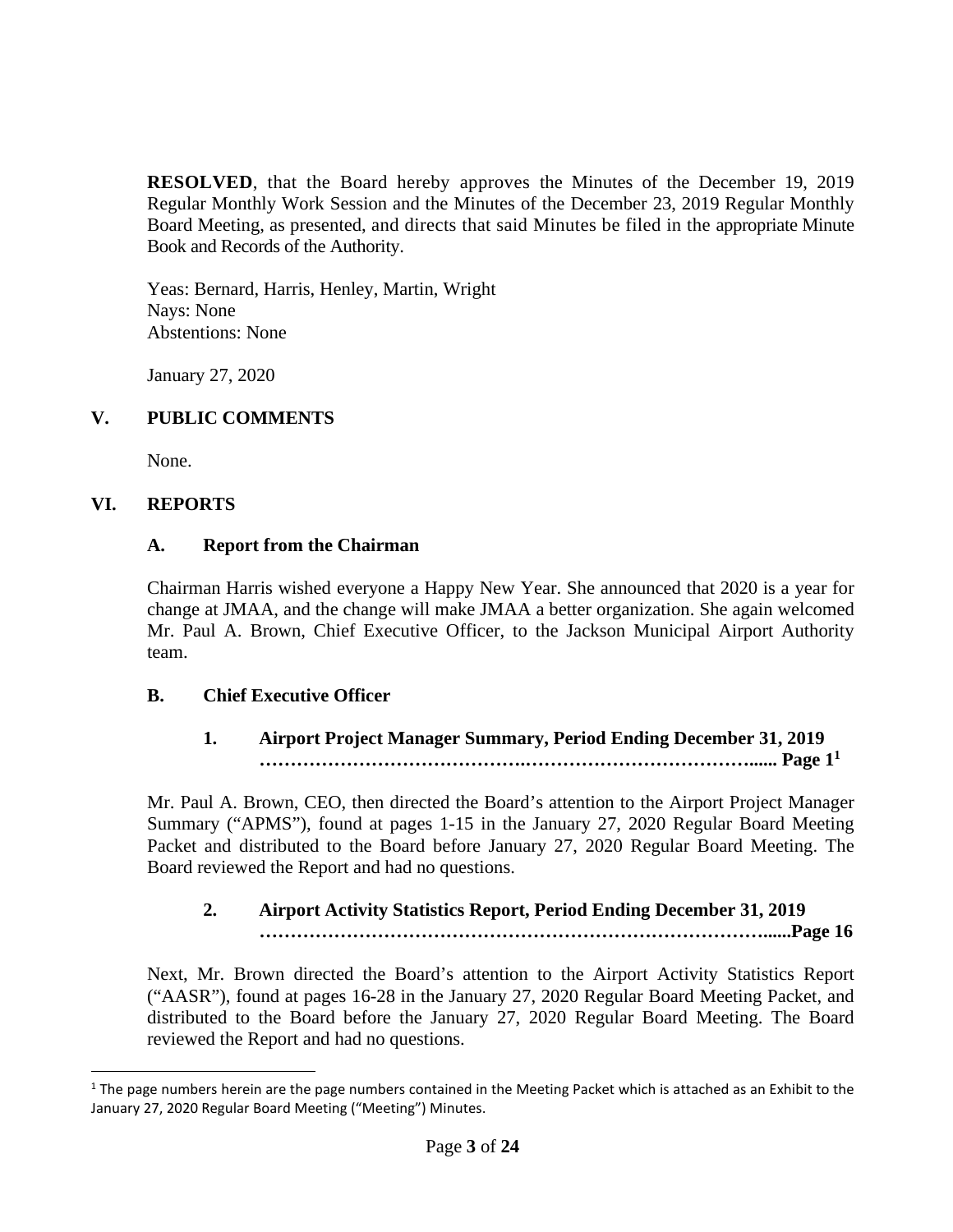**RESOLVED**, that the Board hereby approves the Minutes of the December 19, 2019 Regular Monthly Work Session and the Minutes of the December 23, 2019 Regular Monthly Board Meeting, as presented, and directs that said Minutes be filed in the appropriate Minute Book and Records of the Authority.

Yeas: Bernard, Harris, Henley, Martin, Wright  
Nays: None  
Abstentions: None

January 27, 2020

## V. PUBLIC COMMENTS

None.

## VI. REPORTS

### A. Report from the Chairman

Chairman Harris wished everyone a Happy New Year. She announced that 2020 is a year for change at JMAA, and the change will make JMAA a better organization. She again welcomed Mr. Paul A. Brown, Chief Executive Officer, to the Jackson Municipal Airport Authority team.

### B. Chief Executive Officer

#### 1. Airport Project Manager Summary, Period Ending December 31, 2019 …………………………………….…………………………….…...... Page 1[1]

Mr. Paul A. Brown, CEO, then directed the Board's attention to the Airport Project Manager Summary ("APMS"), found at pages 1-15 in the January 27, 2020 Regular Board Meeting Packet and distributed to the Board before January 27, 2020 Regular Board Meeting. The Board reviewed the Report and had no questions.

#### 2. Airport Activity Statistics Report, Period Ending December 31, 2019 ……………………………………………………………………......Page 16

Next, Mr. Brown directed the Board's attention to the Airport Activity Statistics Report ("AASR"), found at pages 16-28 in the January 27, 2020 Regular Board Meeting Packet, and distributed to the Board before the January 27, 2020 Regular Board Meeting. The Board reviewed the Report and had no questions.

---

[1] The page numbers herein are the page numbers contained in the Meeting Packet which is attached as an Exhibit to the January 27, 2020 Regular Board Meeting ("Meeting") Minutes.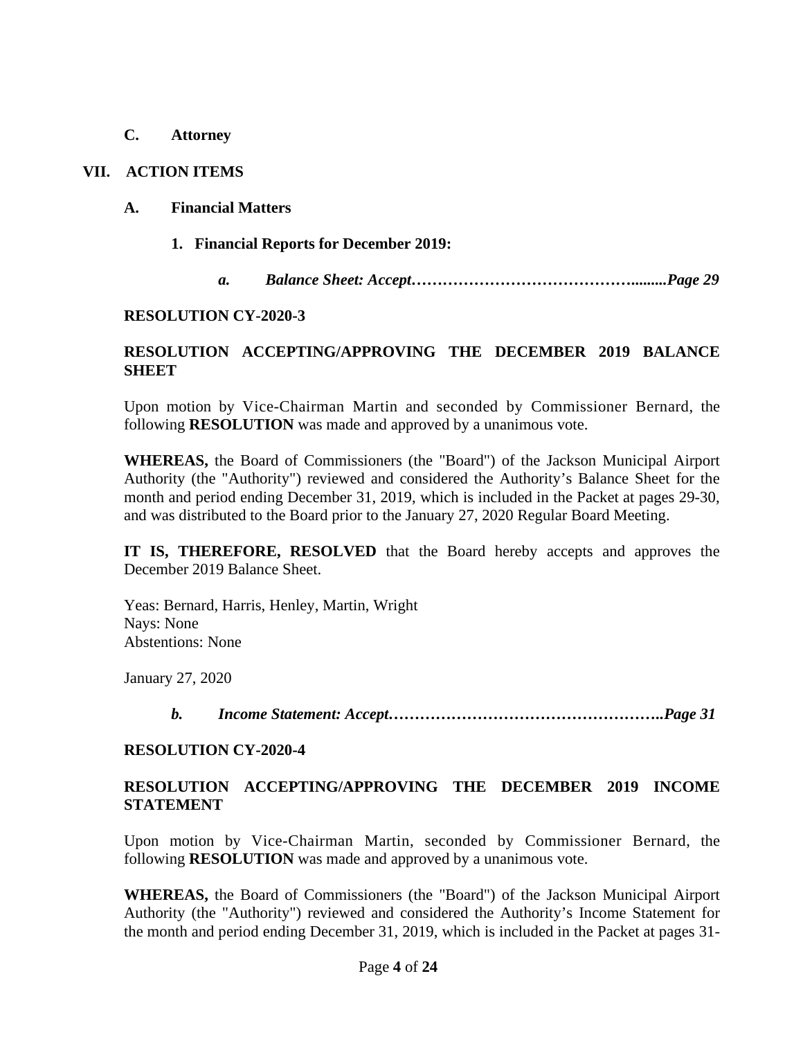**C. Attorney**

**VII. ACTION ITEMS**

**A. Financial Matters**

**1. Financial Reports for December 2019:**

***a. Balance Sheet: Accept…………………………………….........Page 29***

**RESOLUTION CY-2020-3**

**RESOLUTION ACCEPTING/APPROVING THE DECEMBER 2019 BALANCE SHEET**

Upon motion by Vice-Chairman Martin and seconded by Commissioner Bernard, the following **RESOLUTION** was made and approved by a unanimous vote.

**WHEREAS,** the Board of Commissioners (the "Board") of the Jackson Municipal Airport Authority (the "Authority") reviewed and considered the Authority's Balance Sheet for the month and period ending December 31, 2019, which is included in the Packet at pages 29-30, and was distributed to the Board prior to the January 27, 2020 Regular Board Meeting.

**IT IS, THEREFORE, RESOLVED** that the Board hereby accepts and approves the December 2019 Balance Sheet.

Yeas: Bernard, Harris, Henley, Martin, Wright
Nays: None
Abstentions: None

January 27, 2020

***b. Income Statement: Accept……………………………………………..Page 31***

**RESOLUTION CY-2020-4**

**RESOLUTION ACCEPTING/APPROVING THE DECEMBER 2019 INCOME STATEMENT**

Upon motion by Vice-Chairman Martin, seconded by Commissioner Bernard, the following **RESOLUTION** was made and approved by a unanimous vote.

**WHEREAS,** the Board of Commissioners (the "Board") of the Jackson Municipal Airport Authority (the "Authority") reviewed and considered the Authority's Income Statement for the month and period ending December 31, 2019, which is included in the Packet at pages 31-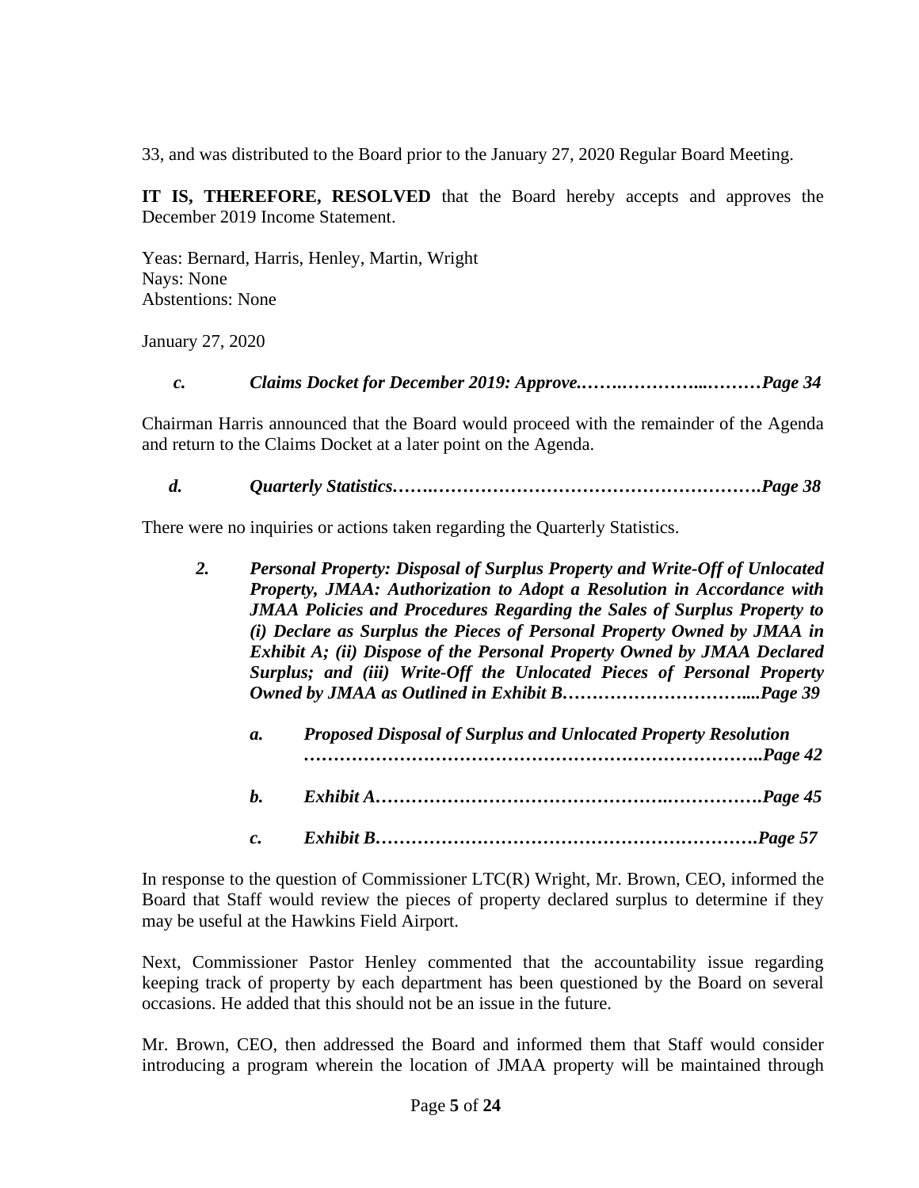33, and was distributed to the Board prior to the January 27, 2020 Regular Board Meeting.

**IT IS, THEREFORE, RESOLVED** that the Board hereby accepts and approves the December 2019 Income Statement.

Yeas: Bernard, Harris, Henley, Martin, Wright
Nays: None
Abstentions: None

January 27, 2020

***c. Claims Docket for December 2019: Approve.…….…………...………Page 34***

Chairman Harris announced that the Board would proceed with the remainder of the Agenda and return to the Claims Docket at a later point on the Agenda.

***d. Quarterly Statistics…….………………………………………………….Page 38***

There were no inquiries or actions taken regarding the Quarterly Statistics.

***2. Personal Property: Disposal of Surplus Property and Write-Off of Unlocated Property, JMAA: Authorization to Adopt a Resolution in Accordance with JMAA Policies and Procedures Regarding the Sales of Surplus Property to (i) Declare as Surplus the Pieces of Personal Property Owned by JMAA in Exhibit A; (ii) Dispose of the Personal Property Owned by JMAA Declared Surplus; and (iii) Write-Off the Unlocated Pieces of Personal Property Owned by JMAA as Outlined in Exhibit B…………………………....Page 39***

***a. Proposed Disposal of Surplus and Unlocated Property Resolution ………………………………………………………………..Page 42***

***b. Exhibit A……………………………………….…………….Page 45***

***c. Exhibit B……………………………………………………….Page 57***

In response to the question of Commissioner LTC(R) Wright, Mr. Brown, CEO, informed the Board that Staff would review the pieces of property declared surplus to determine if they may be useful at the Hawkins Field Airport.

Next, Commissioner Pastor Henley commented that the accountability issue regarding keeping track of property by each department has been questioned by the Board on several occasions. He added that this should not be an issue in the future.

Mr. Brown, CEO, then addressed the Board and informed them that Staff would consider introducing a program wherein the location of JMAA property will be maintained through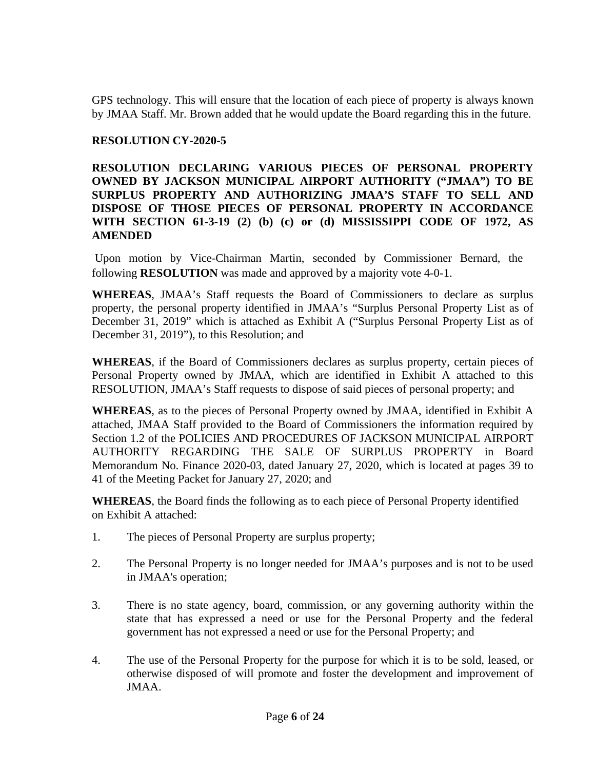GPS technology. This will ensure that the location of each piece of property is always known by JMAA Staff. Mr. Brown added that he would update the Board regarding this in the future.

**RESOLUTION CY-2020-5**

**RESOLUTION DECLARING VARIOUS PIECES OF PERSONAL PROPERTY OWNED BY JACKSON MUNICIPAL AIRPORT AUTHORITY ("JMAA") TO BE SURPLUS PROPERTY AND AUTHORIZING JMAA'S STAFF TO SELL AND DISPOSE OF THOSE PIECES OF PERSONAL PROPERTY IN ACCORDANCE WITH SECTION 61-3-19 (2) (b) (c) or (d) MISSISSIPPI CODE OF 1972, AS AMENDED**

Upon motion by Vice-Chairman Martin, seconded by Commissioner Bernard, the following **RESOLUTION** was made and approved by a majority vote 4-0-1.

**WHEREAS**, JMAA's Staff requests the Board of Commissioners to declare as surplus property, the personal property identified in JMAA's "Surplus Personal Property List as of December 31, 2019" which is attached as Exhibit A ("Surplus Personal Property List as of December 31, 2019"), to this Resolution; and

**WHEREAS**, if the Board of Commissioners declares as surplus property, certain pieces of Personal Property owned by JMAA, which are identified in Exhibit A attached to this RESOLUTION, JMAA's Staff requests to dispose of said pieces of personal property; and

**WHEREAS**, as to the pieces of Personal Property owned by JMAA, identified in Exhibit A attached, JMAA Staff provided to the Board of Commissioners the information required by Section 1.2 of the POLICIES AND PROCEDURES OF JACKSON MUNICIPAL AIRPORT AUTHORITY REGARDING THE SALE OF SURPLUS PROPERTY in Board Memorandum No. Finance 2020-03, dated January 27, 2020, which is located at pages 39 to 41 of the Meeting Packet for January 27, 2020; and

**WHEREAS**, the Board finds the following as to each piece of Personal Property identified on Exhibit A attached:

1. The pieces of Personal Property are surplus property;

2. The Personal Property is no longer needed for JMAA's purposes and is not to be used in JMAA's operation;

3. There is no state agency, board, commission, or any governing authority within the state that has expressed a need or use for the Personal Property and the federal government has not expressed a need or use for the Personal Property; and

4. The use of the Personal Property for the purpose for which it is to be sold, leased, or otherwise disposed of will promote and foster the development and improvement of JMAA.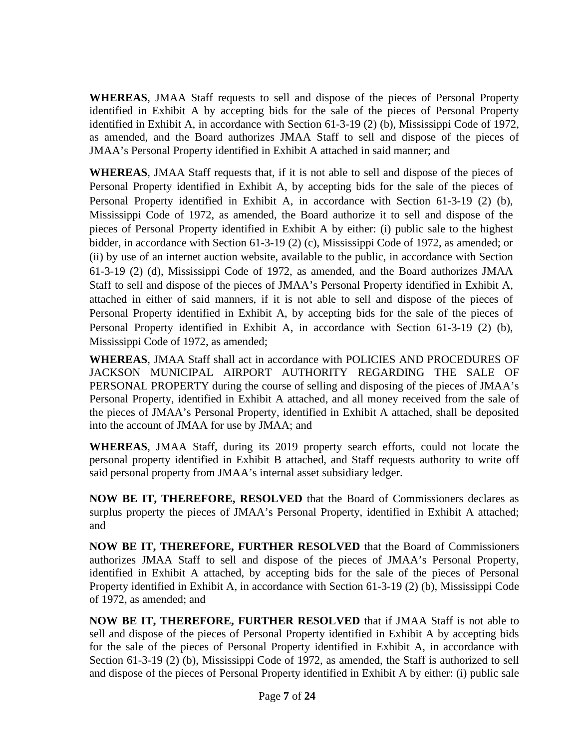**WHEREAS**, JMAA Staff requests to sell and dispose of the pieces of Personal Property identified in Exhibit A by accepting bids for the sale of the pieces of Personal Property identified in Exhibit A, in accordance with Section 61-3-19 (2) (b), Mississippi Code of 1972, as amended, and the Board authorizes JMAA Staff to sell and dispose of the pieces of JMAA's Personal Property identified in Exhibit A attached in said manner; and

**WHEREAS**, JMAA Staff requests that, if it is not able to sell and dispose of the pieces of Personal Property identified in Exhibit A, by accepting bids for the sale of the pieces of Personal Property identified in Exhibit A, in accordance with Section 61-3-19 (2) (b), Mississippi Code of 1972, as amended, the Board authorize it to sell and dispose of the pieces of Personal Property identified in Exhibit A by either: (i) public sale to the highest bidder, in accordance with Section 61-3-19 (2) (c), Mississippi Code of 1972, as amended; or (ii) by use of an internet auction website, available to the public, in accordance with Section 61-3-19 (2) (d), Mississippi Code of 1972, as amended, and the Board authorizes JMAA Staff to sell and dispose of the pieces of JMAA's Personal Property identified in Exhibit A, attached in either of said manners, if it is not able to sell and dispose of the pieces of Personal Property identified in Exhibit A, by accepting bids for the sale of the pieces of Personal Property identified in Exhibit A, in accordance with Section 61-3-19 (2) (b), Mississippi Code of 1972, as amended;

**WHEREAS**, JMAA Staff shall act in accordance with POLICIES AND PROCEDURES OF JACKSON MUNICIPAL AIRPORT AUTHORITY REGARDING THE SALE OF PERSONAL PROPERTY during the course of selling and disposing of the pieces of JMAA's Personal Property, identified in Exhibit A attached, and all money received from the sale of the pieces of JMAA's Personal Property, identified in Exhibit A attached, shall be deposited into the account of JMAA for use by JMAA; and

**WHEREAS**, JMAA Staff, during its 2019 property search efforts, could not locate the personal property identified in Exhibit B attached, and Staff requests authority to write off said personal property from JMAA's internal asset subsidiary ledger.

**NOW BE IT, THEREFORE, RESOLVED** that the Board of Commissioners declares as surplus property the pieces of JMAA's Personal Property, identified in Exhibit A attached; and

**NOW BE IT, THEREFORE, FURTHER RESOLVED** that the Board of Commissioners authorizes JMAA Staff to sell and dispose of the pieces of JMAA's Personal Property, identified in Exhibit A attached, by accepting bids for the sale of the pieces of Personal Property identified in Exhibit A, in accordance with Section 61-3-19 (2) (b), Mississippi Code of 1972, as amended; and

**NOW BE IT, THEREFORE, FURTHER RESOLVED** that if JMAA Staff is not able to sell and dispose of the pieces of Personal Property identified in Exhibit A by accepting bids for the sale of the pieces of Personal Property identified in Exhibit A, in accordance with Section 61-3-19 (2) (b), Mississippi Code of 1972, as amended, the Staff is authorized to sell and dispose of the pieces of Personal Property identified in Exhibit A by either: (i) public sale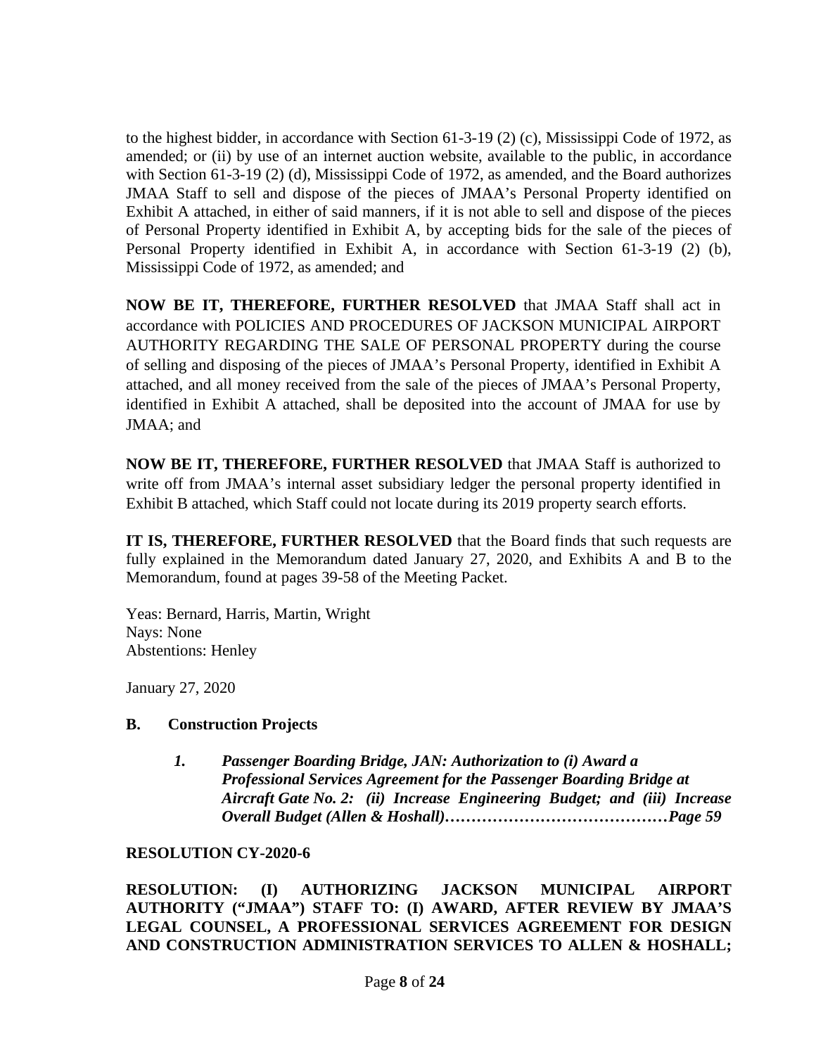to the highest bidder, in accordance with Section 61-3-19 (2) (c), Mississippi Code of 1972, as amended; or (ii) by use of an internet auction website, available to the public, in accordance with Section 61-3-19 (2) (d), Mississippi Code of 1972, as amended, and the Board authorizes JMAA Staff to sell and dispose of the pieces of JMAA's Personal Property identified on Exhibit A attached, in either of said manners, if it is not able to sell and dispose of the pieces of Personal Property identified in Exhibit A, by accepting bids for the sale of the pieces of Personal Property identified in Exhibit A, in accordance with Section 61-3-19 (2) (b), Mississippi Code of 1972, as amended; and

**NOW BE IT, THEREFORE, FURTHER RESOLVED** that JMAA Staff shall act in accordance with POLICIES AND PROCEDURES OF JACKSON MUNICIPAL AIRPORT AUTHORITY REGARDING THE SALE OF PERSONAL PROPERTY during the course of selling and disposing of the pieces of JMAA's Personal Property, identified in Exhibit A attached, and all money received from the sale of the pieces of JMAA's Personal Property, identified in Exhibit A attached, shall be deposited into the account of JMAA for use by JMAA; and

**NOW BE IT, THEREFORE, FURTHER RESOLVED** that JMAA Staff is authorized to write off from JMAA's internal asset subsidiary ledger the personal property identified in Exhibit B attached, which Staff could not locate during its 2019 property search efforts.

**IT IS, THEREFORE, FURTHER RESOLVED** that the Board finds that such requests are fully explained in the Memorandum dated January 27, 2020, and Exhibits A and B to the Memorandum, found at pages 39-58 of the Meeting Packet.

Yeas: Bernard, Harris, Martin, Wright
Nays: None
Abstentions: Henley

January 27, 2020

**B. Construction Projects**

1. ***Passenger Boarding Bridge, JAN: Authorization to (i) Award a Professional Services Agreement for the Passenger Boarding Bridge at Aircraft Gate No. 2: (ii) Increase Engineering Budget; and (iii) Increase Overall Budget (Allen & Hoshall)……………………………………Page 59***

**RESOLUTION CY-2020-6**

**RESOLUTION: (I) AUTHORIZING JACKSON MUNICIPAL AIRPORT AUTHORITY ("JMAA") STAFF TO: (I) AWARD, AFTER REVIEW BY JMAA'S LEGAL COUNSEL, A PROFESSIONAL SERVICES AGREEMENT FOR DESIGN AND CONSTRUCTION ADMINISTRATION SERVICES TO ALLEN & HOSHALL;**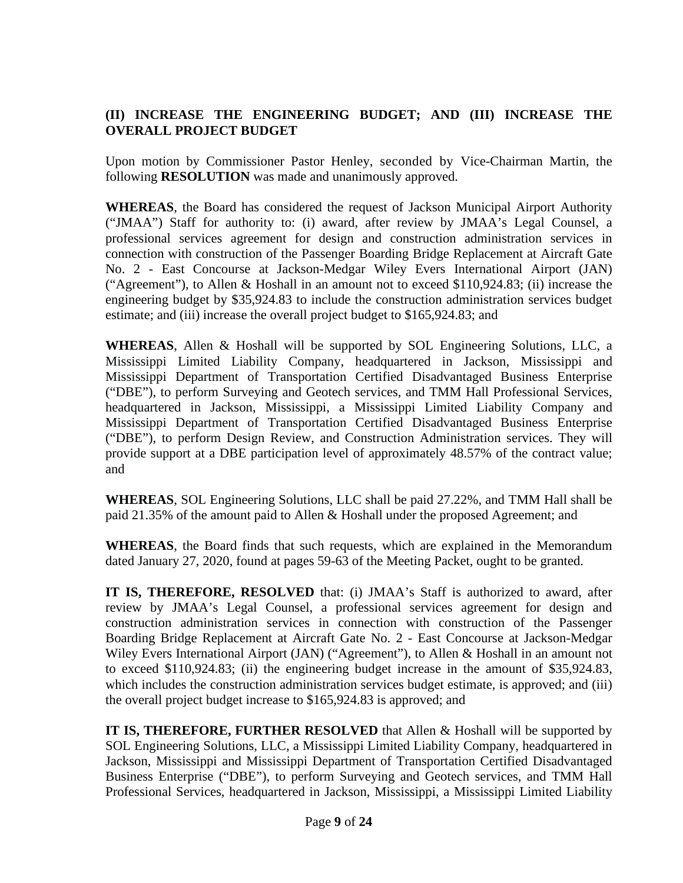**(II) INCREASE THE ENGINEERING BUDGET; AND (III) INCREASE THE OVERALL PROJECT BUDGET**

Upon motion by Commissioner Pastor Henley, seconded by Vice-Chairman Martin, the following **RESOLUTION** was made and unanimously approved.

**WHEREAS**, the Board has considered the request of Jackson Municipal Airport Authority ("JMAA") Staff for authority to: (i) award, after review by JMAA's Legal Counsel, a professional services agreement for design and construction administration services in connection with construction of the Passenger Boarding Bridge Replacement at Aircraft Gate No. 2 - East Concourse at Jackson-Medgar Wiley Evers International Airport (JAN) ("Agreement"), to Allen & Hoshall in an amount not to exceed $110,924.83; (ii) increase the engineering budget by $35,924.83 to include the construction administration services budget estimate; and (iii) increase the overall project budget to $165,924.83; and

**WHEREAS**, Allen & Hoshall will be supported by SOL Engineering Solutions, LLC, a Mississippi Limited Liability Company, headquartered in Jackson, Mississippi and Mississippi Department of Transportation Certified Disadvantaged Business Enterprise ("DBE"), to perform Surveying and Geotech services, and TMM Hall Professional Services, headquartered in Jackson, Mississippi, a Mississippi Limited Liability Company and Mississippi Department of Transportation Certified Disadvantaged Business Enterprise ("DBE"), to perform Design Review, and Construction Administration services. They will provide support at a DBE participation level of approximately 48.57% of the contract value; and

**WHEREAS**, SOL Engineering Solutions, LLC shall be paid 27.22%, and TMM Hall shall be paid 21.35% of the amount paid to Allen & Hoshall under the proposed Agreement; and

**WHEREAS**, the Board finds that such requests, which are explained in the Memorandum dated January 27, 2020, found at pages 59-63 of the Meeting Packet, ought to be granted.

**IT IS, THEREFORE, RESOLVED** that: (i) JMAA's Staff is authorized to award, after review by JMAA's Legal Counsel, a professional services agreement for design and construction administration services in connection with construction of the Passenger Boarding Bridge Replacement at Aircraft Gate No. 2 - East Concourse at Jackson-Medgar Wiley Evers International Airport (JAN) ("Agreement"), to Allen & Hoshall in an amount not to exceed $110,924.83; (ii) the engineering budget increase in the amount of $35,924.83, which includes the construction administration services budget estimate, is approved; and (iii) the overall project budget increase to $165,924.83 is approved; and

**IT IS, THEREFORE, FURTHER RESOLVED** that Allen & Hoshall will be supported by SOL Engineering Solutions, LLC, a Mississippi Limited Liability Company, headquartered in Jackson, Mississippi and Mississippi Department of Transportation Certified Disadvantaged Business Enterprise ("DBE"), to perform Surveying and Geotech services, and TMM Hall Professional Services, headquartered in Jackson, Mississippi, a Mississippi Limited Liability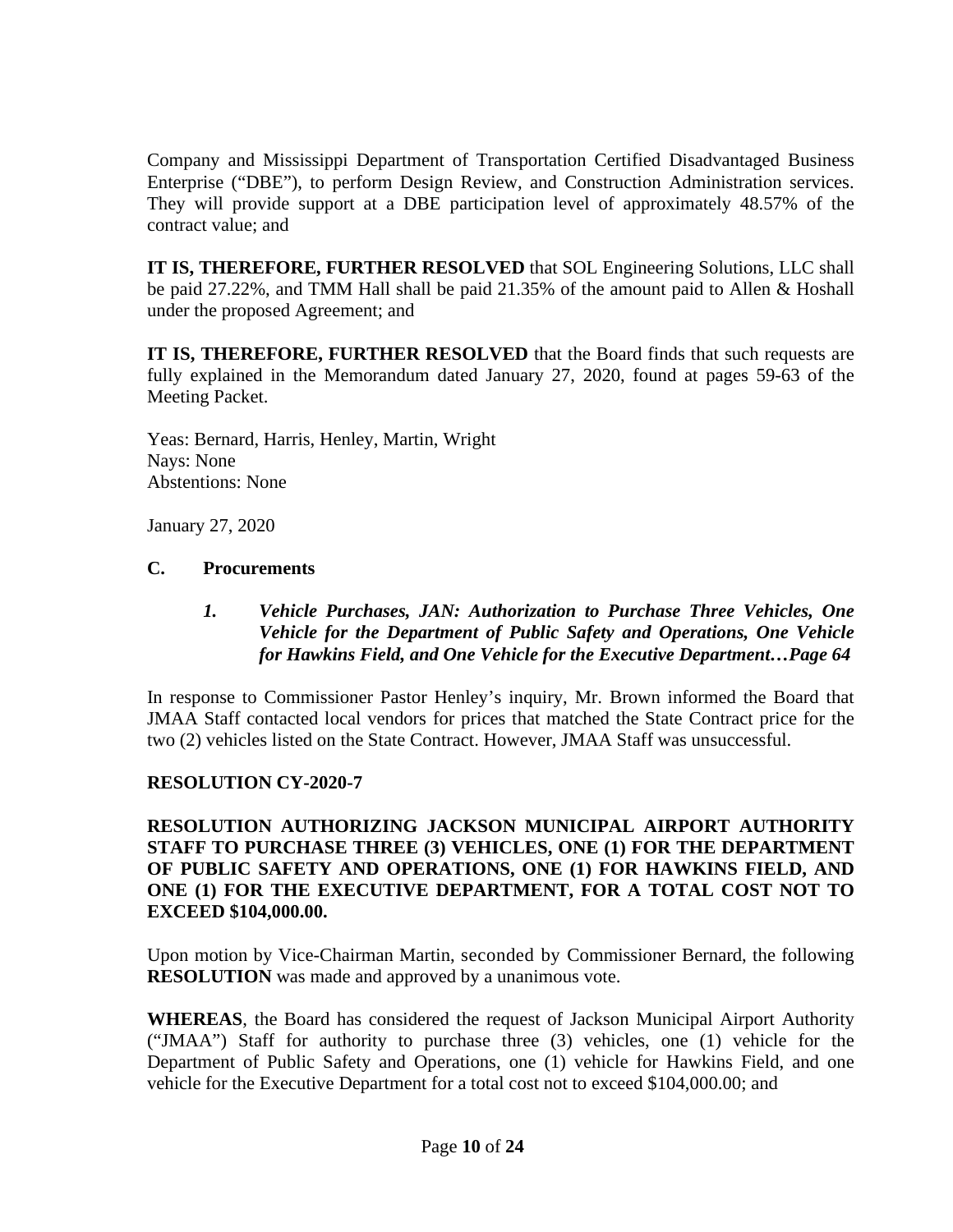Company and Mississippi Department of Transportation Certified Disadvantaged Business Enterprise ("DBE"), to perform Design Review, and Construction Administration services. They will provide support at a DBE participation level of approximately 48.57% of the contract value; and

**IT IS, THEREFORE, FURTHER RESOLVED** that SOL Engineering Solutions, LLC shall be paid 27.22%, and TMM Hall shall be paid 21.35% of the amount paid to Allen & Hoshall under the proposed Agreement; and

**IT IS, THEREFORE, FURTHER RESOLVED** that the Board finds that such requests are fully explained in the Memorandum dated January 27, 2020, found at pages 59-63 of the Meeting Packet.

Yeas: Bernard, Harris, Henley, Martin, Wright
Nays: None
Abstentions: None

January 27, 2020

## C. Procurements

### *1. Vehicle Purchases, JAN: Authorization to Purchase Three Vehicles, One Vehicle for the Department of Public Safety and Operations, One Vehicle for Hawkins Field, and One Vehicle for the Executive Department…Page 64*

In response to Commissioner Pastor Henley's inquiry, Mr. Brown informed the Board that JMAA Staff contacted local vendors for prices that matched the State Contract price for the two (2) vehicles listed on the State Contract. However, JMAA Staff was unsuccessful.

**RESOLUTION CY-2020-7**

**RESOLUTION AUTHORIZING JACKSON MUNICIPAL AIRPORT AUTHORITY STAFF TO PURCHASE THREE (3) VEHICLES, ONE (1) FOR THE DEPARTMENT OF PUBLIC SAFETY AND OPERATIONS, ONE (1) FOR HAWKINS FIELD, AND ONE (1) FOR THE EXECUTIVE DEPARTMENT, FOR A TOTAL COST NOT TO EXCEED $104,000.00.**

Upon motion by Vice-Chairman Martin, seconded by Commissioner Bernard, the following **RESOLUTION** was made and approved by a unanimous vote.

**WHEREAS**, the Board has considered the request of Jackson Municipal Airport Authority ("JMAA") Staff for authority to purchase three (3) vehicles, one (1) vehicle for the Department of Public Safety and Operations, one (1) vehicle for Hawkins Field, and one vehicle for the Executive Department for a total cost not to exceed $104,000.00; and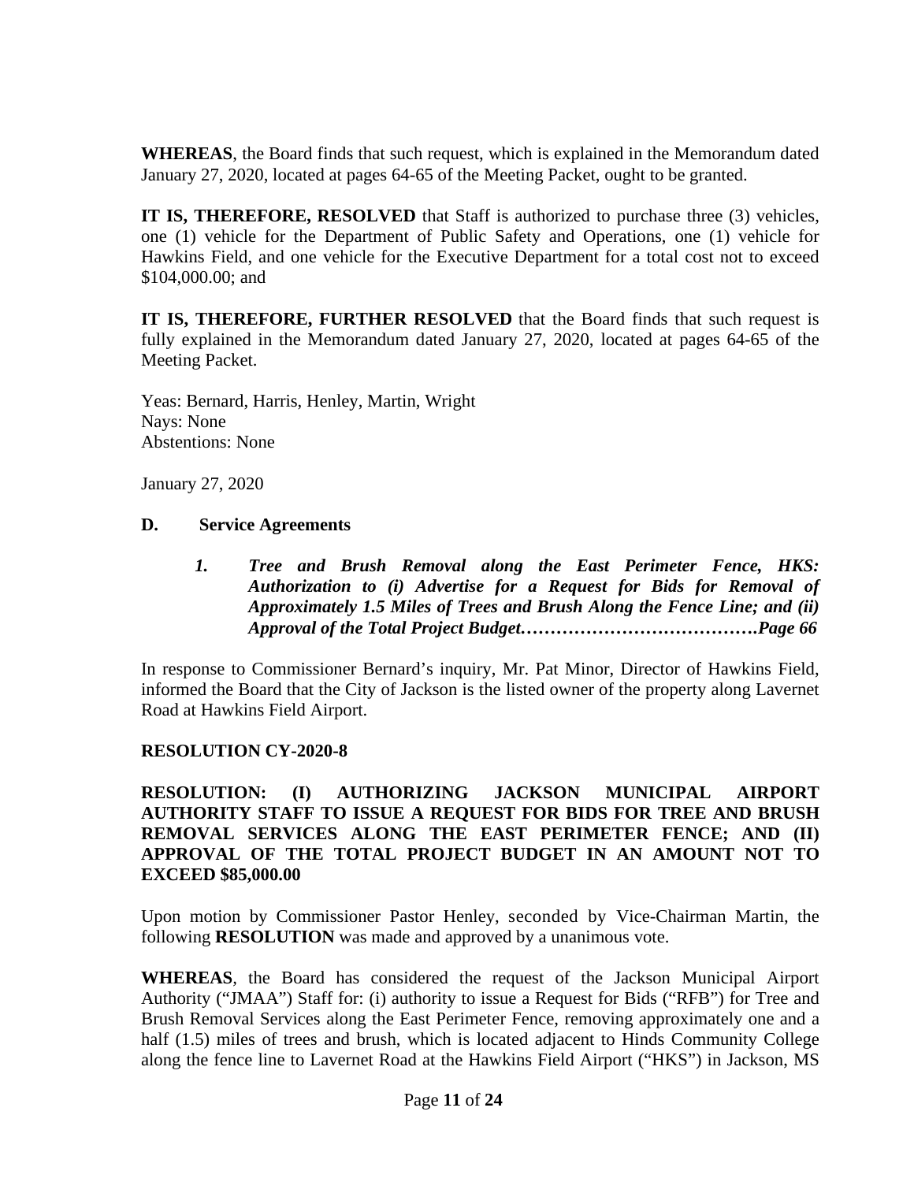**WHEREAS**, the Board finds that such request, which is explained in the Memorandum dated January 27, 2020, located at pages 64-65 of the Meeting Packet, ought to be granted.

**IT IS, THEREFORE, RESOLVED** that Staff is authorized to purchase three (3) vehicles, one (1) vehicle for the Department of Public Safety and Operations, one (1) vehicle for Hawkins Field, and one vehicle for the Executive Department for a total cost not to exceed $104,000.00; and

**IT IS, THEREFORE, FURTHER RESOLVED** that the Board finds that such request is fully explained in the Memorandum dated January 27, 2020, located at pages 64-65 of the Meeting Packet.

Yeas: Bernard, Harris, Henley, Martin, Wright
Nays: None
Abstentions: None

January 27, 2020

### D. Service Agreements

***1. Tree and Brush Removal along the East Perimeter Fence, HKS: Authorization to (i) Advertise for a Request for Bids for Removal of Approximately 1.5 Miles of Trees and Brush Along the Fence Line; and (ii) Approval of the Total Project Budget………………………………….Page 66***

In response to Commissioner Bernard's inquiry, Mr. Pat Minor, Director of Hawkins Field, informed the Board that the City of Jackson is the listed owner of the property along Lavernet Road at Hawkins Field Airport.

**RESOLUTION CY-2020-8**

**RESOLUTION: (I) AUTHORIZING JACKSON MUNICIPAL AIRPORT AUTHORITY STAFF TO ISSUE A REQUEST FOR BIDS FOR TREE AND BRUSH REMOVAL SERVICES ALONG THE EAST PERIMETER FENCE; AND (II) APPROVAL OF THE TOTAL PROJECT BUDGET IN AN AMOUNT NOT TO EXCEED $85,000.00**

Upon motion by Commissioner Pastor Henley, seconded by Vice-Chairman Martin, the following **RESOLUTION** was made and approved by a unanimous vote.

**WHEREAS**, the Board has considered the request of the Jackson Municipal Airport Authority ("JMAA") Staff for: (i) authority to issue a Request for Bids ("RFB") for Tree and Brush Removal Services along the East Perimeter Fence, removing approximately one and a half (1.5) miles of trees and brush, which is located adjacent to Hinds Community College along the fence line to Lavernet Road at the Hawkins Field Airport ("HKS") in Jackson, MS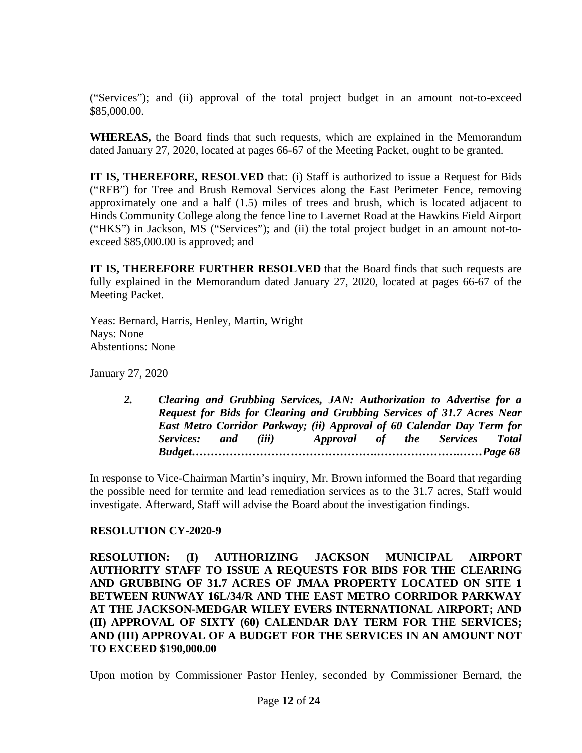("Services"); and (ii) approval of the total project budget in an amount not-to-exceed $85,000.00.

**WHEREAS,** the Board finds that such requests, which are explained in the Memorandum dated January 27, 2020, located at pages 66-67 of the Meeting Packet, ought to be granted.

**IT IS, THEREFORE, RESOLVED** that: (i) Staff is authorized to issue a Request for Bids ("RFB") for Tree and Brush Removal Services along the East Perimeter Fence, removing approximately one and a half (1.5) miles of trees and brush, which is located adjacent to Hinds Community College along the fence line to Lavernet Road at the Hawkins Field Airport ("HKS") in Jackson, MS ("Services"); and (ii) the total project budget in an amount not-to-exceed $85,000.00 is approved; and

**IT IS, THEREFORE FURTHER RESOLVED** that the Board finds that such requests are fully explained in the Memorandum dated January 27, 2020, located at pages 66-67 of the Meeting Packet.

Yeas: Bernard, Harris, Henley, Martin, Wright
Nays: None
Abstentions: None

January 27, 2020

> ***2. Clearing and Grubbing Services, JAN: Authorization to Advertise for a Request for Bids for Clearing and Grubbing Services of 31.7 Acres Near East Metro Corridor Parkway; (ii) Approval of 60 Calendar Day Term for Services: and (iii) Approval of the Services Total Budget……………………………………..…………………….……Page 68***

In response to Vice-Chairman Martin's inquiry, Mr. Brown informed the Board that regarding the possible need for termite and lead remediation services as to the 31.7 acres, Staff would investigate. Afterward, Staff will advise the Board about the investigation findings.

**RESOLUTION CY-2020-9**

**RESOLUTION: (I) AUTHORIZING JACKSON MUNICIPAL AIRPORT AUTHORITY STAFF TO ISSUE A REQUESTS FOR BIDS FOR THE CLEARING AND GRUBBING OF 31.7 ACRES OF JMAA PROPERTY LOCATED ON SITE 1 BETWEEN RUNWAY 16L/34/R AND THE EAST METRO CORRIDOR PARKWAY AT THE JACKSON-MEDGAR WILEY EVERS INTERNATIONAL AIRPORT; AND (II) APPROVAL OF SIXTY (60) CALENDAR DAY TERM FOR THE SERVICES; AND (III) APPROVAL OF A BUDGET FOR THE SERVICES IN AN AMOUNT NOT TO EXCEED $190,000.00**

Upon motion by Commissioner Pastor Henley, seconded by Commissioner Bernard, the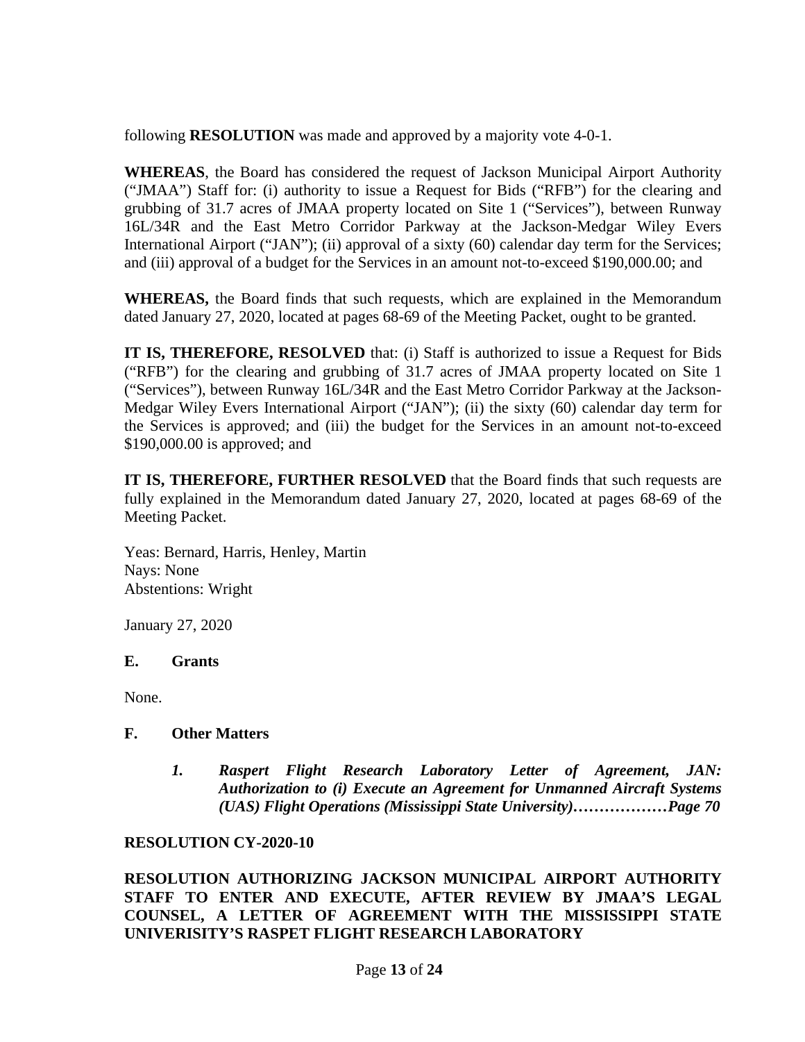following **RESOLUTION** was made and approved by a majority vote 4-0-1.

**WHEREAS**, the Board has considered the request of Jackson Municipal Airport Authority ("JMAA") Staff for: (i) authority to issue a Request for Bids ("RFB") for the clearing and grubbing of 31.7 acres of JMAA property located on Site 1 ("Services"), between Runway 16L/34R and the East Metro Corridor Parkway at the Jackson-Medgar Wiley Evers International Airport ("JAN"); (ii) approval of a sixty (60) calendar day term for the Services; and (iii) approval of a budget for the Services in an amount not-to-exceed $190,000.00; and

**WHEREAS,** the Board finds that such requests, which are explained in the Memorandum dated January 27, 2020, located at pages 68-69 of the Meeting Packet, ought to be granted.

**IT IS, THEREFORE, RESOLVED** that: (i) Staff is authorized to issue a Request for Bids ("RFB") for the clearing and grubbing of 31.7 acres of JMAA property located on Site 1 ("Services"), between Runway 16L/34R and the East Metro Corridor Parkway at the Jackson-Medgar Wiley Evers International Airport ("JAN"); (ii) the sixty (60) calendar day term for the Services is approved; and (iii) the budget for the Services in an amount not-to-exceed $190,000.00 is approved; and

**IT IS, THEREFORE, FURTHER RESOLVED** that the Board finds that such requests are fully explained in the Memorandum dated January 27, 2020, located at pages 68-69 of the Meeting Packet.

Yeas: Bernard, Harris, Henley, Martin
Nays: None
Abstentions: Wright

January 27, 2020

### E. Grants

None.

### F. Other Matters

1. ***Raspert Flight Research Laboratory Letter of Agreement, JAN: Authorization to (i) Execute an Agreement for Unmanned Aircraft Systems (UAS) Flight Operations (Mississippi State University)………………Page 70***

**RESOLUTION CY-2020-10**

**RESOLUTION AUTHORIZING JACKSON MUNICIPAL AIRPORT AUTHORITY STAFF TO ENTER AND EXECUTE, AFTER REVIEW BY JMAA'S LEGAL COUNSEL, A LETTER OF AGREEMENT WITH THE MISSISSIPPI STATE UNIVERISITY'S RASPET FLIGHT RESEARCH LABORATORY**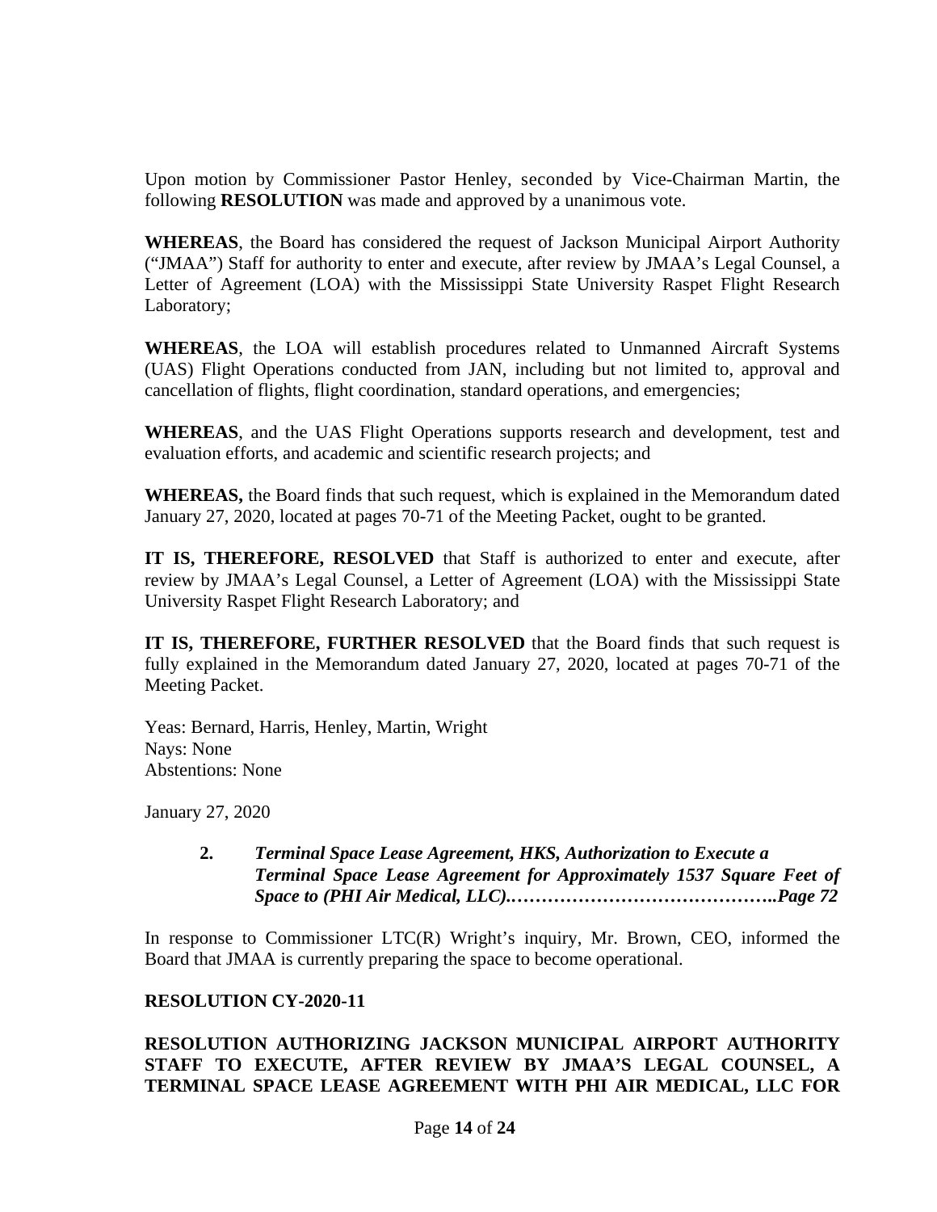Upon motion by Commissioner Pastor Henley, seconded by Vice-Chairman Martin, the following **RESOLUTION** was made and approved by a unanimous vote.

**WHEREAS**, the Board has considered the request of Jackson Municipal Airport Authority ("JMAA") Staff for authority to enter and execute, after review by JMAA's Legal Counsel, a Letter of Agreement (LOA) with the Mississippi State University Raspet Flight Research Laboratory;

**WHEREAS**, the LOA will establish procedures related to Unmanned Aircraft Systems (UAS) Flight Operations conducted from JAN, including but not limited to, approval and cancellation of flights, flight coordination, standard operations, and emergencies;

**WHEREAS**, and the UAS Flight Operations supports research and development, test and evaluation efforts, and academic and scientific research projects; and

**WHEREAS,** the Board finds that such request, which is explained in the Memorandum dated January 27, 2020, located at pages 70-71 of the Meeting Packet, ought to be granted.

**IT IS, THEREFORE, RESOLVED** that Staff is authorized to enter and execute, after review by JMAA's Legal Counsel, a Letter of Agreement (LOA) with the Mississippi State University Raspet Flight Research Laboratory; and

**IT IS, THEREFORE, FURTHER RESOLVED** that the Board finds that such request is fully explained in the Memorandum dated January 27, 2020, located at pages 70-71 of the Meeting Packet.

Yeas: Bernard, Harris, Henley, Martin, Wright
Nays: None
Abstentions: None

January 27, 2020

**2.** ***Terminal Space Lease Agreement, HKS, Authorization to Execute a Terminal Space Lease Agreement for Approximately 1537 Square Feet of Space to (PHI Air Medical, LLC).……………………………………..Page 72***

In response to Commissioner LTC(R) Wright's inquiry, Mr. Brown, CEO, informed the Board that JMAA is currently preparing the space to become operational.

**RESOLUTION CY-2020-11**

**RESOLUTION AUTHORIZING JACKSON MUNICIPAL AIRPORT AUTHORITY STAFF TO EXECUTE, AFTER REVIEW BY JMAA'S LEGAL COUNSEL, A TERMINAL SPACE LEASE AGREEMENT WITH PHI AIR MEDICAL, LLC FOR**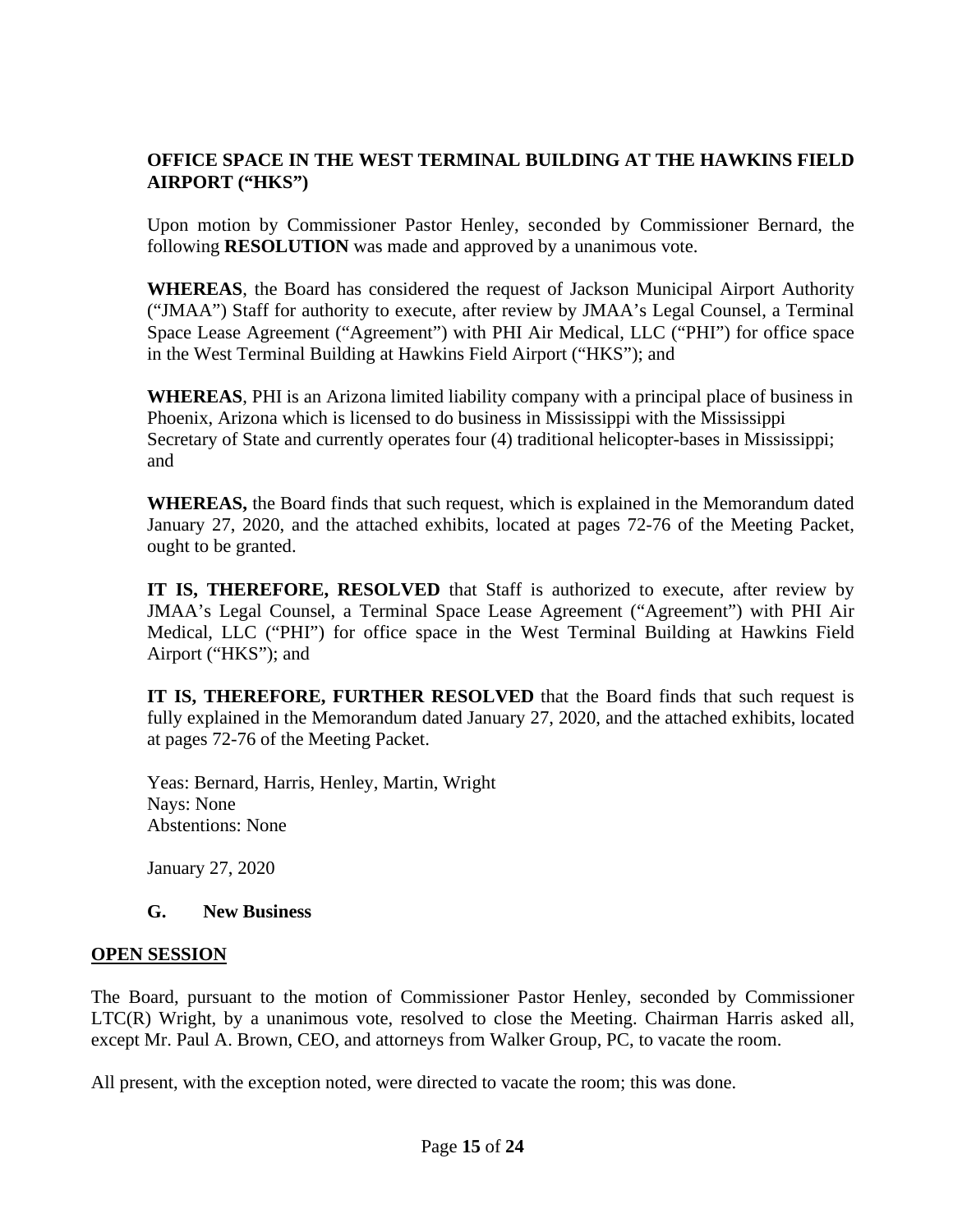**OFFICE SPACE IN THE WEST TERMINAL BUILDING AT THE HAWKINS FIELD AIRPORT ("HKS")**

Upon motion by Commissioner Pastor Henley, seconded by Commissioner Bernard, the following **RESOLUTION** was made and approved by a unanimous vote.

**WHEREAS**, the Board has considered the request of Jackson Municipal Airport Authority ("JMAA") Staff for authority to execute, after review by JMAA's Legal Counsel, a Terminal Space Lease Agreement ("Agreement") with PHI Air Medical, LLC ("PHI") for office space in the West Terminal Building at Hawkins Field Airport ("HKS"); and

**WHEREAS**, PHI is an Arizona limited liability company with a principal place of business in Phoenix, Arizona which is licensed to do business in Mississippi with the Mississippi Secretary of State and currently operates four (4) traditional helicopter-bases in Mississippi; and

**WHEREAS,** the Board finds that such request, which is explained in the Memorandum dated January 27, 2020, and the attached exhibits, located at pages 72-76 of the Meeting Packet, ought to be granted.

**IT IS, THEREFORE, RESOLVED** that Staff is authorized to execute, after review by JMAA's Legal Counsel, a Terminal Space Lease Agreement ("Agreement") with PHI Air Medical, LLC ("PHI") for office space in the West Terminal Building at Hawkins Field Airport ("HKS"); and

**IT IS, THEREFORE, FURTHER RESOLVED** that the Board finds that such request is fully explained in the Memorandum dated January 27, 2020, and the attached exhibits, located at pages 72-76 of the Meeting Packet.

Yeas: Bernard, Harris, Henley, Martin, Wright
Nays: None
Abstentions: None

January 27, 2020

**G. New Business**

**OPEN SESSION**

The Board, pursuant to the motion of Commissioner Pastor Henley, seconded by Commissioner LTC(R) Wright, by a unanimous vote, resolved to close the Meeting. Chairman Harris asked all, except Mr. Paul A. Brown, CEO, and attorneys from Walker Group, PC, to vacate the room.

All present, with the exception noted, were directed to vacate the room; this was done.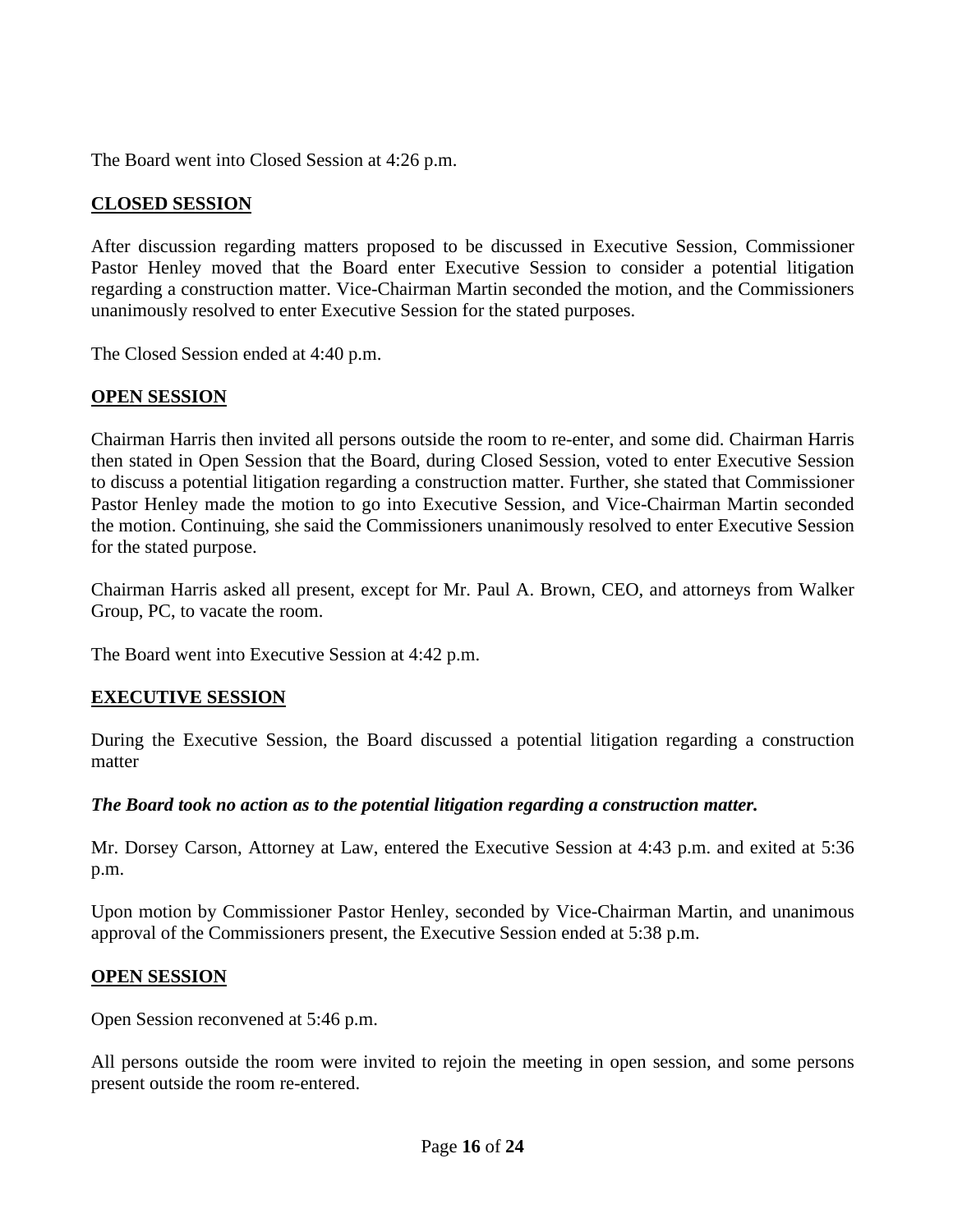The Board went into Closed Session at 4:26 p.m.

## **CLOSED SESSION**

After discussion regarding matters proposed to be discussed in Executive Session, Commissioner Pastor Henley moved that the Board enter Executive Session to consider a potential litigation regarding a construction matter. Vice-Chairman Martin seconded the motion, and the Commissioners unanimously resolved to enter Executive Session for the stated purposes.

The Closed Session ended at 4:40 p.m.

## **OPEN SESSION**

Chairman Harris then invited all persons outside the room to re-enter, and some did. Chairman Harris then stated in Open Session that the Board, during Closed Session, voted to enter Executive Session to discuss a potential litigation regarding a construction matter. Further, she stated that Commissioner Pastor Henley made the motion to go into Executive Session, and Vice-Chairman Martin seconded the motion. Continuing, she said the Commissioners unanimously resolved to enter Executive Session for the stated purpose.

Chairman Harris asked all present, except for Mr. Paul A. Brown, CEO, and attorneys from Walker Group, PC, to vacate the room.

The Board went into Executive Session at 4:42 p.m.

## **EXECUTIVE SESSION**

During the Executive Session, the Board discussed a potential litigation regarding a construction matter

***The Board took no action as to the potential litigation regarding a construction matter.***

Mr. Dorsey Carson, Attorney at Law, entered the Executive Session at 4:43 p.m. and exited at 5:36 p.m.

Upon motion by Commissioner Pastor Henley, seconded by Vice-Chairman Martin, and unanimous approval of the Commissioners present, the Executive Session ended at 5:38 p.m.

## **OPEN SESSION**

Open Session reconvened at 5:46 p.m.

All persons outside the room were invited to rejoin the meeting in open session, and some persons present outside the room re-entered.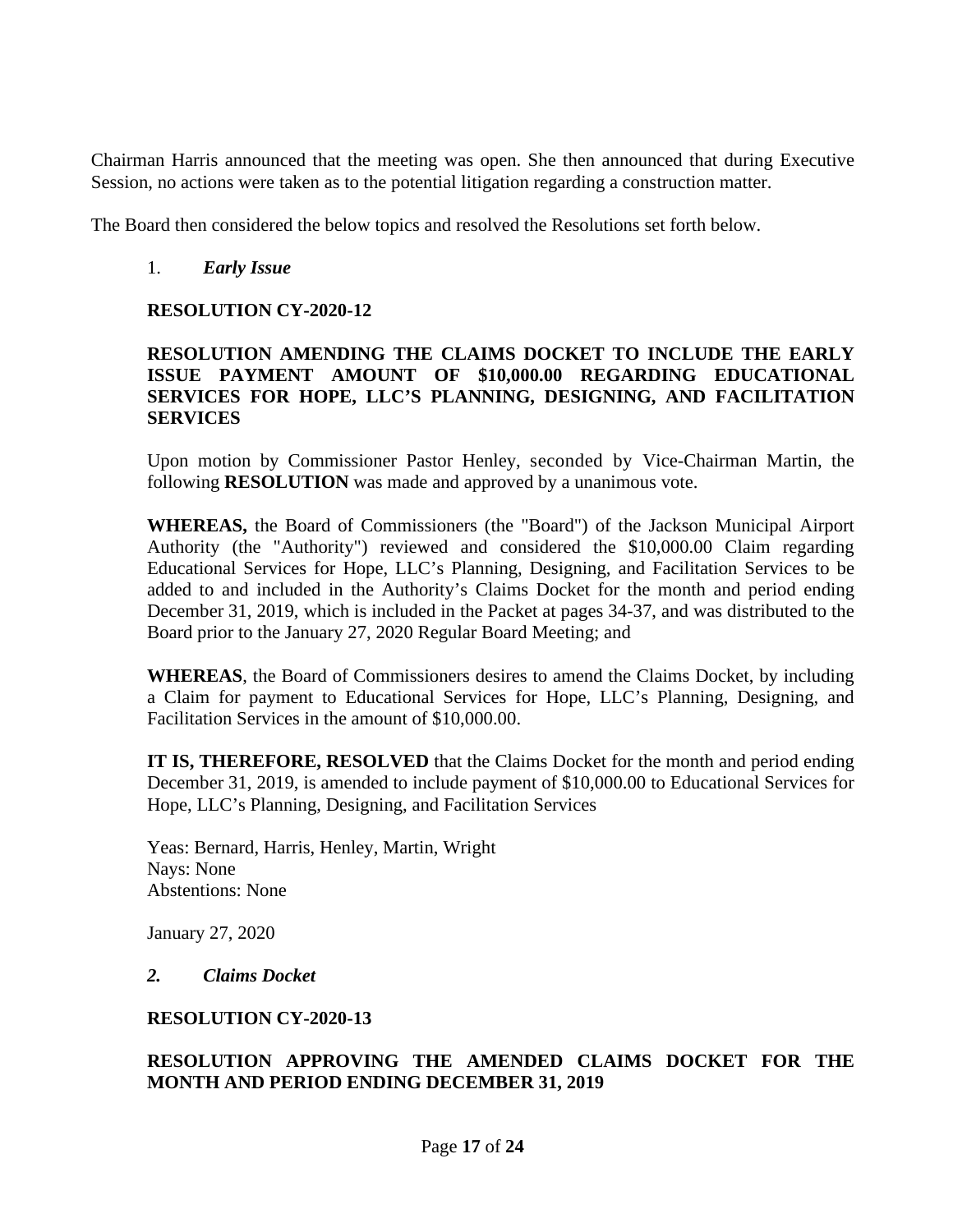Chairman Harris announced that the meeting was open. She then announced that during Executive Session, no actions were taken as to the potential litigation regarding a construction matter.

The Board then considered the below topics and resolved the Resolutions set forth below.

1. ***Early Issue***

**RESOLUTION CY-2020-12**

**RESOLUTION AMENDING THE CLAIMS DOCKET TO INCLUDE THE EARLY ISSUE PAYMENT AMOUNT OF $10,000.00 REGARDING EDUCATIONAL SERVICES FOR HOPE, LLC'S PLANNING, DESIGNING, AND FACILITATION SERVICES**

Upon motion by Commissioner Pastor Henley, seconded by Vice-Chairman Martin, the following **RESOLUTION** was made and approved by a unanimous vote.

**WHEREAS,** the Board of Commissioners (the "Board") of the Jackson Municipal Airport Authority (the "Authority") reviewed and considered the $10,000.00 Claim regarding Educational Services for Hope, LLC's Planning, Designing, and Facilitation Services to be added to and included in the Authority's Claims Docket for the month and period ending December 31, 2019, which is included in the Packet at pages 34-37, and was distributed to the Board prior to the January 27, 2020 Regular Board Meeting; and

**WHEREAS**, the Board of Commissioners desires to amend the Claims Docket, by including a Claim for payment to Educational Services for Hope, LLC's Planning, Designing, and Facilitation Services in the amount of $10,000.00.

**IT IS, THEREFORE, RESOLVED** that the Claims Docket for the month and period ending December 31, 2019, is amended to include payment of $10,000.00 to Educational Services for Hope, LLC's Planning, Designing, and Facilitation Services

Yeas: Bernard, Harris, Henley, Martin, Wright
Nays: None
Abstentions: None

January 27, 2020

*2.* ***Claims Docket***

**RESOLUTION CY-2020-13**

**RESOLUTION APPROVING THE AMENDED CLAIMS DOCKET FOR THE MONTH AND PERIOD ENDING DECEMBER 31, 2019**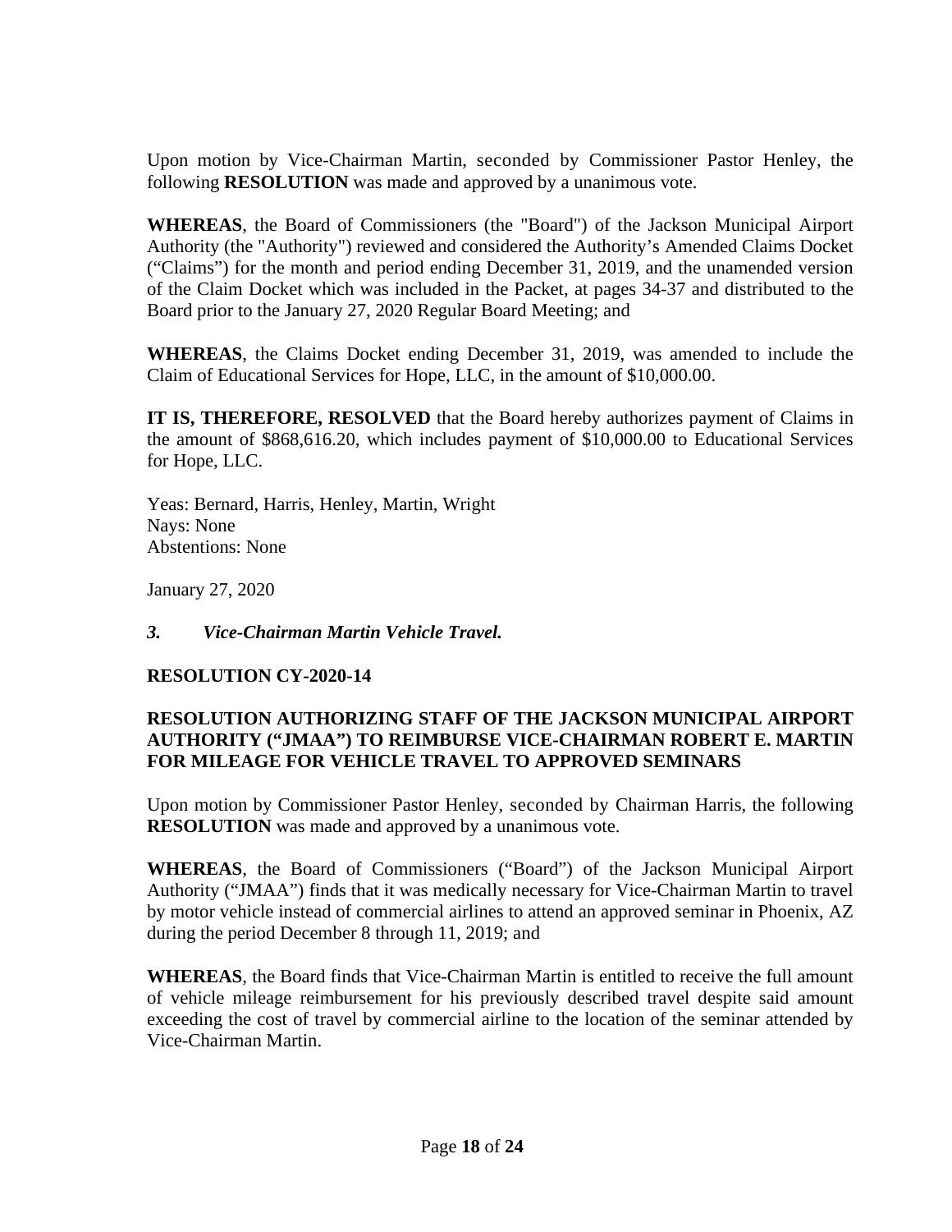Upon motion by Vice-Chairman Martin, seconded by Commissioner Pastor Henley, the following **RESOLUTION** was made and approved by a unanimous vote.

**WHEREAS**, the Board of Commissioners (the "Board") of the Jackson Municipal Airport Authority (the "Authority") reviewed and considered the Authority's Amended Claims Docket ("Claims") for the month and period ending December 31, 2019, and the unamended version of the Claim Docket which was included in the Packet, at pages 34-37 and distributed to the Board prior to the January 27, 2020 Regular Board Meeting; and

**WHEREAS**, the Claims Docket ending December 31, 2019, was amended to include the Claim of Educational Services for Hope, LLC, in the amount of $10,000.00.

**IT IS, THEREFORE, RESOLVED** that the Board hereby authorizes payment of Claims in the amount of $868,616.20, which includes payment of $10,000.00 to Educational Services for Hope, LLC.

Yeas: Bernard, Harris, Henley, Martin, Wright
Nays: None
Abstentions: None

January 27, 2020

***3. Vice-Chairman Martin Vehicle Travel.***

**RESOLUTION CY-2020-14**

**RESOLUTION AUTHORIZING STAFF OF THE JACKSON MUNICIPAL AIRPORT AUTHORITY ("JMAA") TO REIMBURSE VICE-CHAIRMAN ROBERT E. MARTIN FOR MILEAGE FOR VEHICLE TRAVEL TO APPROVED SEMINARS**

Upon motion by Commissioner Pastor Henley, seconded by Chairman Harris, the following **RESOLUTION** was made and approved by a unanimous vote.

**WHEREAS**, the Board of Commissioners ("Board") of the Jackson Municipal Airport Authority ("JMAA") finds that it was medically necessary for Vice-Chairman Martin to travel by motor vehicle instead of commercial airlines to attend an approved seminar in Phoenix, AZ during the period December 8 through 11, 2019; and

**WHEREAS**, the Board finds that Vice-Chairman Martin is entitled to receive the full amount of vehicle mileage reimbursement for his previously described travel despite said amount exceeding the cost of travel by commercial airline to the location of the seminar attended by Vice-Chairman Martin.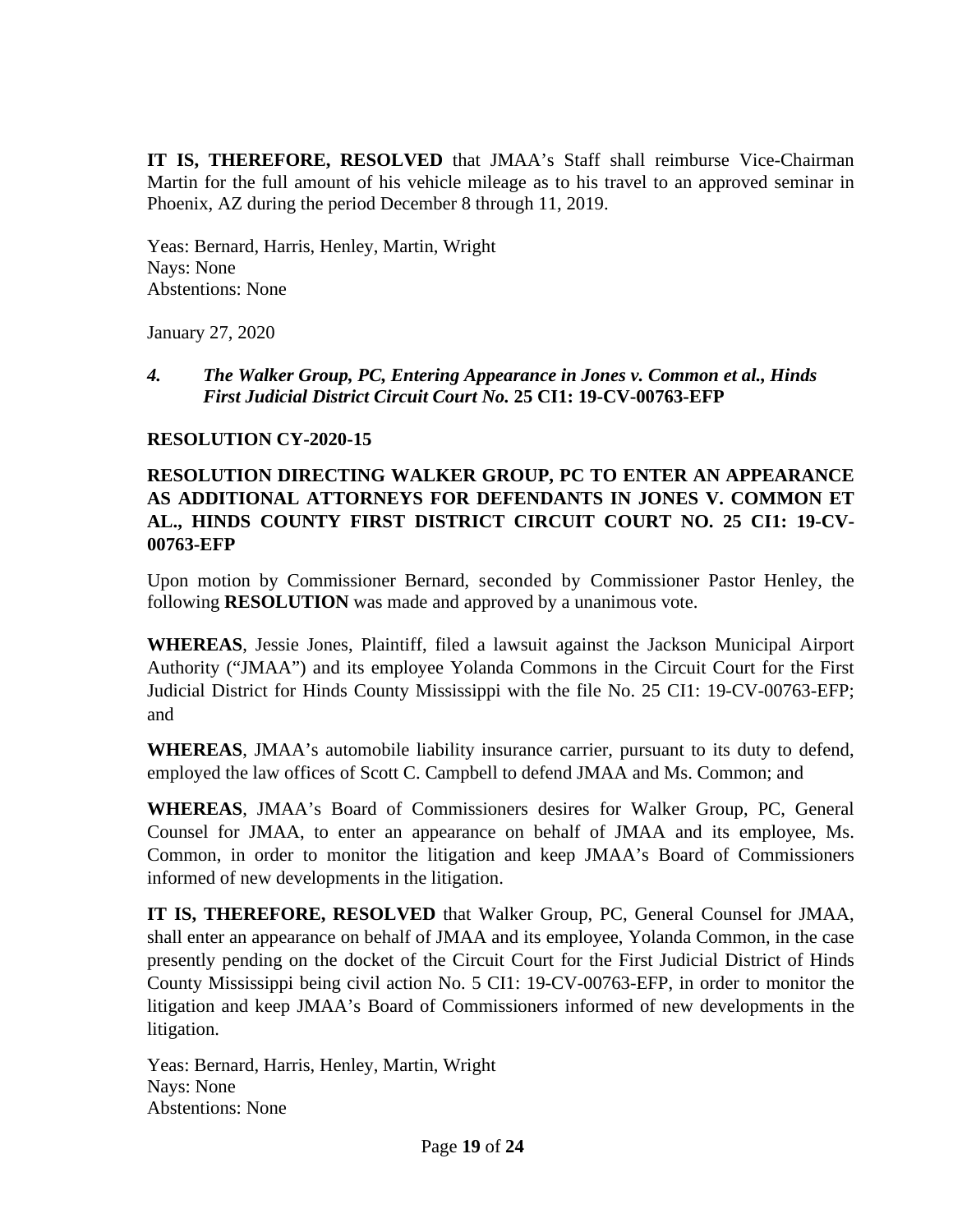**IT IS, THEREFORE, RESOLVED** that JMAA's Staff shall reimburse Vice-Chairman Martin for the full amount of his vehicle mileage as to his travel to an approved seminar in Phoenix, AZ during the period December 8 through 11, 2019.

Yeas: Bernard, Harris, Henley, Martin, Wright
Nays: None
Abstentions: None

January 27, 2020

*4. The Walker Group, PC, Entering Appearance in Jones v. Common et al., Hinds First Judicial District Circuit Court No.* **25 CI1: 19-CV-00763-EFP**

**RESOLUTION CY-2020-15**

**RESOLUTION DIRECTING WALKER GROUP, PC TO ENTER AN APPEARANCE AS ADDITIONAL ATTORNEYS FOR DEFENDANTS IN JONES V. COMMON ET AL., HINDS COUNTY FIRST DISTRICT CIRCUIT COURT NO. 25 CI1: 19-CV-00763-EFP**

Upon motion by Commissioner Bernard, seconded by Commissioner Pastor Henley, the following **RESOLUTION** was made and approved by a unanimous vote.

**WHEREAS**, Jessie Jones, Plaintiff, filed a lawsuit against the Jackson Municipal Airport Authority ("JMAA") and its employee Yolanda Commons in the Circuit Court for the First Judicial District for Hinds County Mississippi with the file No. 25 CI1: 19-CV-00763-EFP; and

**WHEREAS**, JMAA's automobile liability insurance carrier, pursuant to its duty to defend, employed the law offices of Scott C. Campbell to defend JMAA and Ms. Common; and

**WHEREAS**, JMAA's Board of Commissioners desires for Walker Group, PC, General Counsel for JMAA, to enter an appearance on behalf of JMAA and its employee, Ms. Common, in order to monitor the litigation and keep JMAA's Board of Commissioners informed of new developments in the litigation.

**IT IS, THEREFORE, RESOLVED** that Walker Group, PC, General Counsel for JMAA, shall enter an appearance on behalf of JMAA and its employee, Yolanda Common, in the case presently pending on the docket of the Circuit Court for the First Judicial District of Hinds County Mississippi being civil action No. 5 CI1: 19-CV-00763-EFP, in order to monitor the litigation and keep JMAA's Board of Commissioners informed of new developments in the litigation.

Yeas: Bernard, Harris, Henley, Martin, Wright
Nays: None
Abstentions: None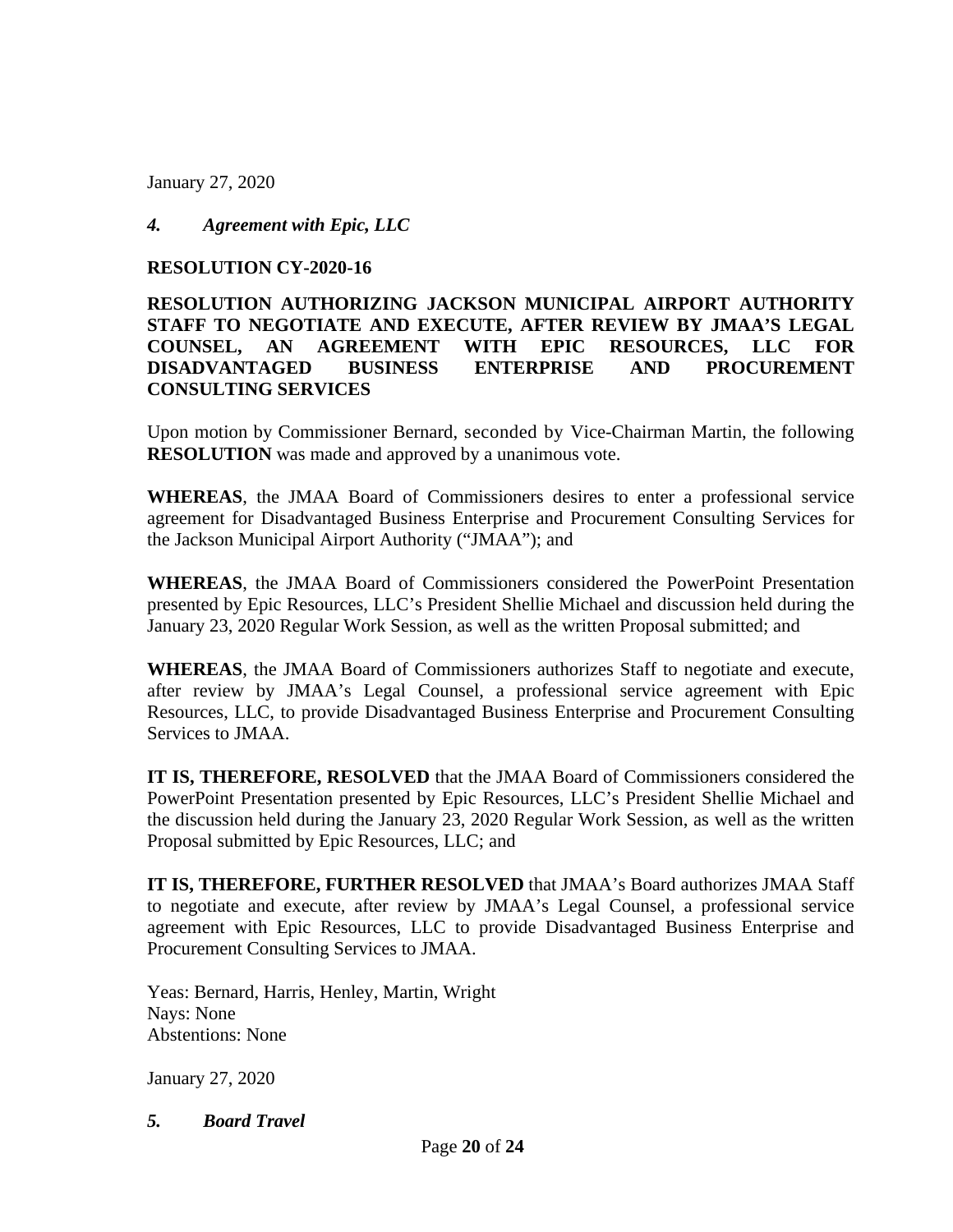January 27, 2020

### *4. Agreement with Epic, LLC*

**RESOLUTION CY-2020-16**

**RESOLUTION AUTHORIZING JACKSON MUNICIPAL AIRPORT AUTHORITY STAFF TO NEGOTIATE AND EXECUTE, AFTER REVIEW BY JMAA'S LEGAL COUNSEL, AN AGREEMENT WITH EPIC RESOURCES, LLC FOR DISADVANTAGED BUSINESS ENTERPRISE AND PROCUREMENT CONSULTING SERVICES**

Upon motion by Commissioner Bernard, seconded by Vice-Chairman Martin, the following **RESOLUTION** was made and approved by a unanimous vote.

**WHEREAS**, the JMAA Board of Commissioners desires to enter a professional service agreement for Disadvantaged Business Enterprise and Procurement Consulting Services for the Jackson Municipal Airport Authority ("JMAA"); and

**WHEREAS**, the JMAA Board of Commissioners considered the PowerPoint Presentation presented by Epic Resources, LLC's President Shellie Michael and discussion held during the January 23, 2020 Regular Work Session, as well as the written Proposal submitted; and

**WHEREAS**, the JMAA Board of Commissioners authorizes Staff to negotiate and execute, after review by JMAA's Legal Counsel, a professional service agreement with Epic Resources, LLC, to provide Disadvantaged Business Enterprise and Procurement Consulting Services to JMAA.

**IT IS, THEREFORE, RESOLVED** that the JMAA Board of Commissioners considered the PowerPoint Presentation presented by Epic Resources, LLC's President Shellie Michael and the discussion held during the January 23, 2020 Regular Work Session, as well as the written Proposal submitted by Epic Resources, LLC; and

**IT IS, THEREFORE, FURTHER RESOLVED** that JMAA's Board authorizes JMAA Staff to negotiate and execute, after review by JMAA's Legal Counsel, a professional service agreement with Epic Resources, LLC to provide Disadvantaged Business Enterprise and Procurement Consulting Services to JMAA.

Yeas: Bernard, Harris, Henley, Martin, Wright
Nays: None
Abstentions: None

January 27, 2020

### *5. Board Travel*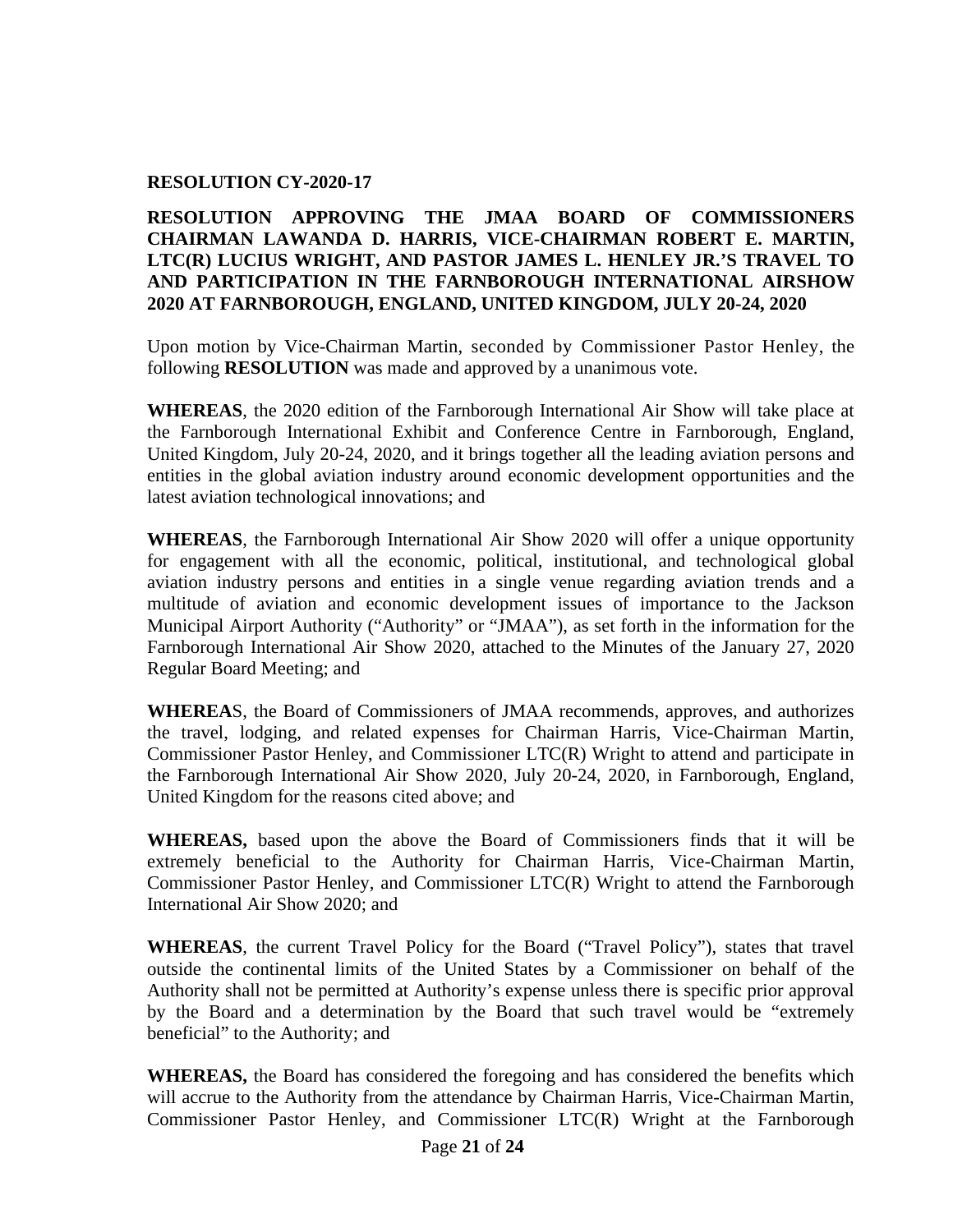**RESOLUTION CY-2020-17**

**RESOLUTION APPROVING THE JMAA BOARD OF COMMISSIONERS CHAIRMAN LAWANDA D. HARRIS, VICE-CHAIRMAN ROBERT E. MARTIN, LTC(R) LUCIUS WRIGHT, AND PASTOR JAMES L. HENLEY JR.'S TRAVEL TO AND PARTICIPATION IN THE FARNBOROUGH INTERNATIONAL AIRSHOW 2020 AT FARNBOROUGH, ENGLAND, UNITED KINGDOM, JULY 20-24, 2020**

Upon motion by Vice-Chairman Martin, seconded by Commissioner Pastor Henley, the following **RESOLUTION** was made and approved by a unanimous vote.

**WHEREAS**, the 2020 edition of the Farnborough International Air Show will take place at the Farnborough International Exhibit and Conference Centre in Farnborough, England, United Kingdom, July 20-24, 2020, and it brings together all the leading aviation persons and entities in the global aviation industry around economic development opportunities and the latest aviation technological innovations; and

**WHEREAS**, the Farnborough International Air Show 2020 will offer a unique opportunity for engagement with all the economic, political, institutional, and technological global aviation industry persons and entities in a single venue regarding aviation trends and a multitude of aviation and economic development issues of importance to the Jackson Municipal Airport Authority ("Authority" or "JMAA"), as set forth in the information for the Farnborough International Air Show 2020, attached to the Minutes of the January 27, 2020 Regular Board Meeting; and

**WHEREA**S, the Board of Commissioners of JMAA recommends, approves, and authorizes the travel, lodging, and related expenses for Chairman Harris, Vice-Chairman Martin, Commissioner Pastor Henley, and Commissioner LTC(R) Wright to attend and participate in the Farnborough International Air Show 2020, July 20-24, 2020, in Farnborough, England, United Kingdom for the reasons cited above; and

**WHEREAS,** based upon the above the Board of Commissioners finds that it will be extremely beneficial to the Authority for Chairman Harris, Vice-Chairman Martin, Commissioner Pastor Henley, and Commissioner LTC(R) Wright to attend the Farnborough International Air Show 2020; and

**WHEREAS**, the current Travel Policy for the Board ("Travel Policy"), states that travel outside the continental limits of the United States by a Commissioner on behalf of the Authority shall not be permitted at Authority's expense unless there is specific prior approval by the Board and a determination by the Board that such travel would be "extremely beneficial" to the Authority; and

**WHEREAS,** the Board has considered the foregoing and has considered the benefits which will accrue to the Authority from the attendance by Chairman Harris, Vice-Chairman Martin, Commissioner Pastor Henley, and Commissioner LTC(R) Wright at the Farnborough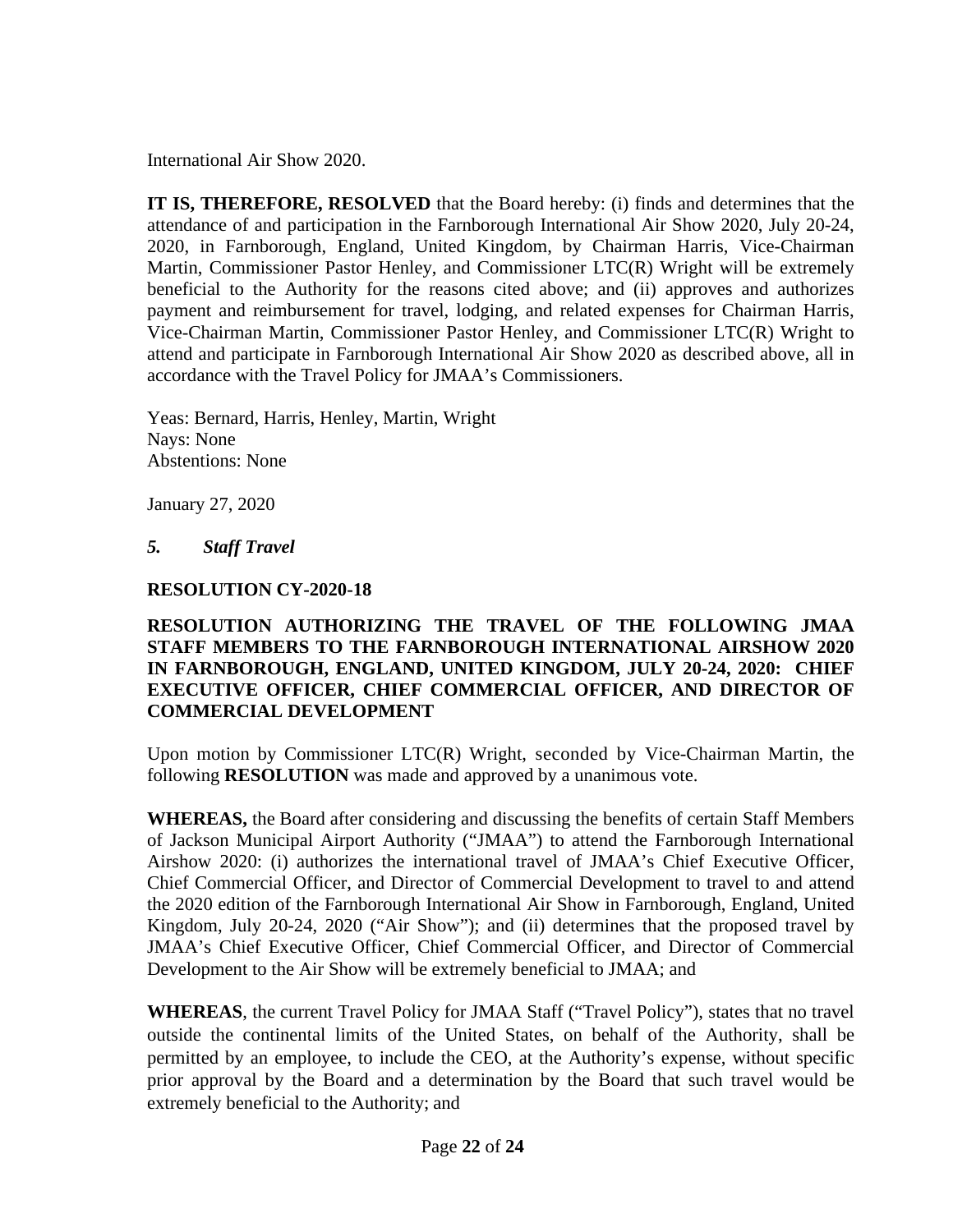International Air Show 2020.

**IT IS, THEREFORE, RESOLVED** that the Board hereby: (i) finds and determines that the attendance of and participation in the Farnborough International Air Show 2020, July 20-24, 2020, in Farnborough, England, United Kingdom, by Chairman Harris, Vice-Chairman Martin, Commissioner Pastor Henley, and Commissioner LTC(R) Wright will be extremely beneficial to the Authority for the reasons cited above; and (ii) approves and authorizes payment and reimbursement for travel, lodging, and related expenses for Chairman Harris, Vice-Chairman Martin, Commissioner Pastor Henley, and Commissioner LTC(R) Wright to attend and participate in Farnborough International Air Show 2020 as described above, all in accordance with the Travel Policy for JMAA's Commissioners.

Yeas: Bernard, Harris, Henley, Martin, Wright
Nays: None
Abstentions: None

January 27, 2020

*5. Staff Travel*

**RESOLUTION CY-2020-18**

**RESOLUTION AUTHORIZING THE TRAVEL OF THE FOLLOWING JMAA STAFF MEMBERS TO THE FARNBOROUGH INTERNATIONAL AIRSHOW 2020 IN FARNBOROUGH, ENGLAND, UNITED KINGDOM, JULY 20-24, 2020: CHIEF EXECUTIVE OFFICER, CHIEF COMMERCIAL OFFICER, AND DIRECTOR OF COMMERCIAL DEVELOPMENT**

Upon motion by Commissioner LTC(R) Wright, seconded by Vice-Chairman Martin, the following **RESOLUTION** was made and approved by a unanimous vote.

**WHEREAS,** the Board after considering and discussing the benefits of certain Staff Members of Jackson Municipal Airport Authority ("JMAA") to attend the Farnborough International Airshow 2020: (i) authorizes the international travel of JMAA's Chief Executive Officer, Chief Commercial Officer, and Director of Commercial Development to travel to and attend the 2020 edition of the Farnborough International Air Show in Farnborough, England, United Kingdom, July 20-24, 2020 ("Air Show"); and (ii) determines that the proposed travel by JMAA's Chief Executive Officer, Chief Commercial Officer, and Director of Commercial Development to the Air Show will be extremely beneficial to JMAA; and

**WHEREAS**, the current Travel Policy for JMAA Staff ("Travel Policy"), states that no travel outside the continental limits of the United States, on behalf of the Authority, shall be permitted by an employee, to include the CEO, at the Authority's expense, without specific prior approval by the Board and a determination by the Board that such travel would be extremely beneficial to the Authority; and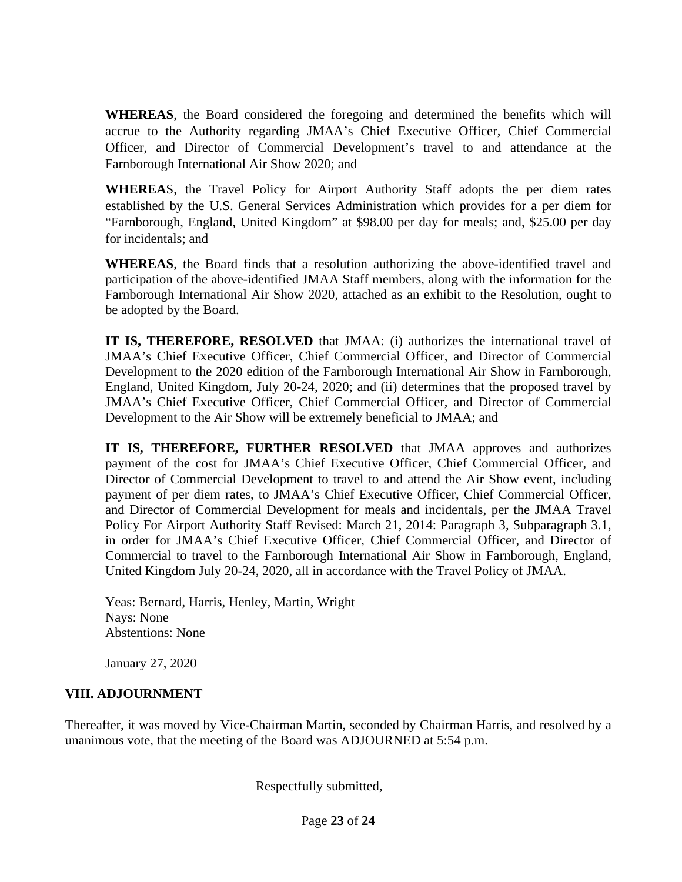**WHEREAS**, the Board considered the foregoing and determined the benefits which will accrue to the Authority regarding JMAA's Chief Executive Officer, Chief Commercial Officer, and Director of Commercial Development's travel to and attendance at the Farnborough International Air Show 2020; and

**WHEREA**S, the Travel Policy for Airport Authority Staff adopts the per diem rates established by the U.S. General Services Administration which provides for a per diem for "Farnborough, England, United Kingdom" at $98.00 per day for meals; and, $25.00 per day for incidentals; and

**WHEREAS**, the Board finds that a resolution authorizing the above-identified travel and participation of the above-identified JMAA Staff members, along with the information for the Farnborough International Air Show 2020, attached as an exhibit to the Resolution, ought to be adopted by the Board.

**IT IS, THEREFORE, RESOLVED** that JMAA: (i) authorizes the international travel of JMAA's Chief Executive Officer, Chief Commercial Officer, and Director of Commercial Development to the 2020 edition of the Farnborough International Air Show in Farnborough, England, United Kingdom, July 20-24, 2020; and (ii) determines that the proposed travel by JMAA's Chief Executive Officer, Chief Commercial Officer, and Director of Commercial Development to the Air Show will be extremely beneficial to JMAA; and

**IT IS, THEREFORE, FURTHER RESOLVED** that JMAA approves and authorizes payment of the cost for JMAA's Chief Executive Officer, Chief Commercial Officer, and Director of Commercial Development to travel to and attend the Air Show event, including payment of per diem rates, to JMAA's Chief Executive Officer, Chief Commercial Officer, and Director of Commercial Development for meals and incidentals, per the JMAA Travel Policy For Airport Authority Staff Revised: March 21, 2014: Paragraph 3, Subparagraph 3.1, in order for JMAA's Chief Executive Officer, Chief Commercial Officer, and Director of Commercial to travel to the Farnborough International Air Show in Farnborough, England, United Kingdom July 20-24, 2020, all in accordance with the Travel Policy of JMAA.

Yeas: Bernard, Harris, Henley, Martin, Wright
Nays: None
Abstentions: None

January 27, 2020

## VIII. ADJOURNMENT

Thereafter, it was moved by Vice-Chairman Martin, seconded by Chairman Harris, and resolved by a unanimous vote, that the meeting of the Board was ADJOURNED at 5:54 p.m.

Respectfully submitted,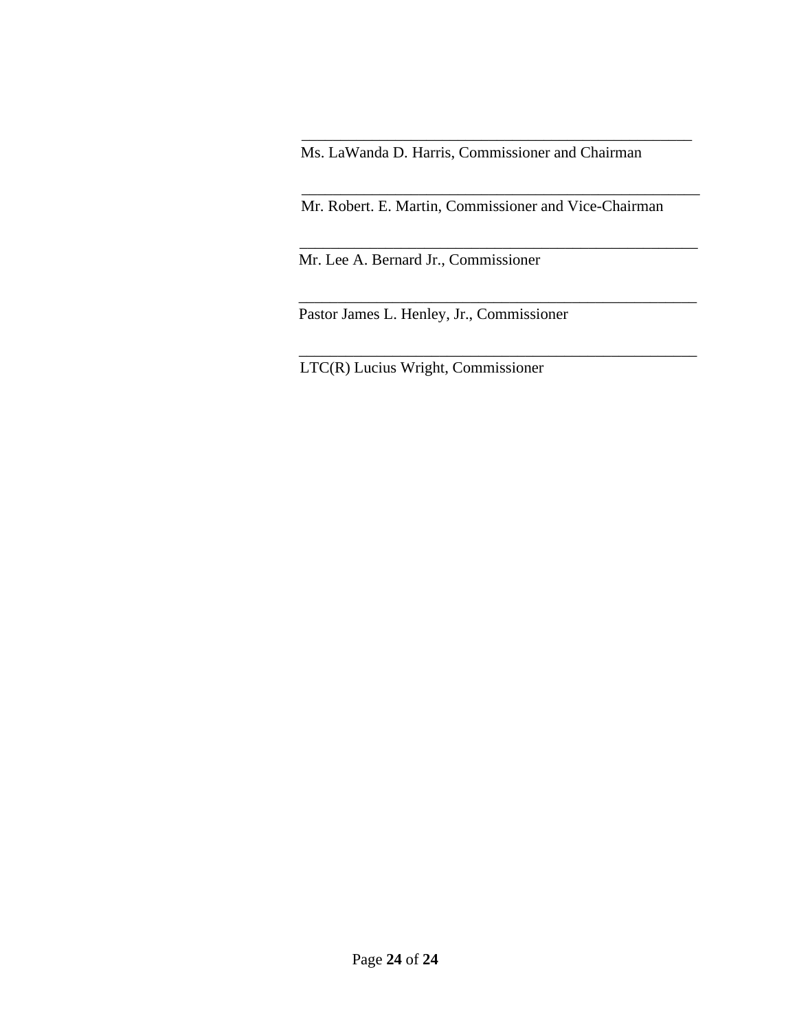\_\_\_\_\_\_\_\_\_\_\_\_\_\_\_\_\_\_\_\_\_\_\_\_\_\_\_\_\_\_\_\_\_\_\_\_\_\_\_\_\_\_\_\_\_\_\_\_\_

Ms. LaWanda D. Harris, Commissioner and Chairman

\_\_\_\_\_\_\_\_\_\_\_\_\_\_\_\_\_\_\_\_\_\_\_\_\_\_\_\_\_\_\_\_\_\_\_\_\_\_\_\_\_\_\_\_\_\_\_\_\_

Mr. Robert. E. Martin, Commissioner and Vice-Chairman

\_\_\_\_\_\_\_\_\_\_\_\_\_\_\_\_\_\_\_\_\_\_\_\_\_\_\_\_\_\_\_\_\_\_\_\_\_\_\_\_\_\_\_\_\_\_\_\_\_

Mr. Lee A. Bernard Jr., Commissioner

\_\_\_\_\_\_\_\_\_\_\_\_\_\_\_\_\_\_\_\_\_\_\_\_\_\_\_\_\_\_\_\_\_\_\_\_\_\_\_\_\_\_\_\_\_\_\_\_\_

Pastor James L. Henley, Jr., Commissioner

\_\_\_\_\_\_\_\_\_\_\_\_\_\_\_\_\_\_\_\_\_\_\_\_\_\_\_\_\_\_\_\_\_\_\_\_\_\_\_\_\_\_\_\_\_\_\_\_\_

LTC(R) Lucius Wright, Commissioner